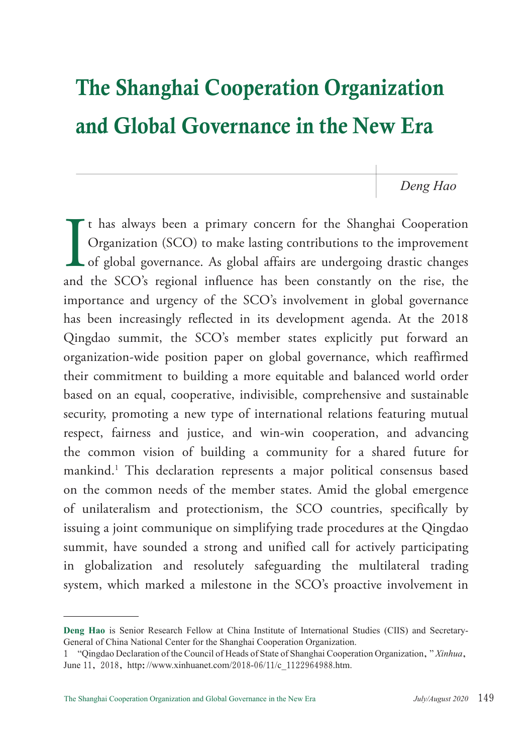# The Shanghai Cooperation Organization and Global Governance in the New Era

*Deng Hao*

It has always been a primary concern for the Shanghai Cooperation Organization (SCO) to make lasting contributions to the improvement of global governance. As global affairs are undergoing drastic changes and the SCO's regional influence has been constantly on the rise, the importance and urgency of the SCO's involvement in global governance has been increasingly reflected in its development agenda. At the 2018 Qingdao summit, the SCO's member states explicitly put forward an organization-wide position paper on global governance, which reaffirmed their commitment to building a more equitable and balanced world order based on an equal, cooperative, indivisible, comprehensive and sustainable security, promoting a new type of international relations featuring mutual respect, fairness and justice, and win-win cooperation, and advancing the common vision of building a community for a shared future for mankind.[1] This declaration represents a major political consensus based on the common needs of the member states. Amid the global emergence of unilateralism and protectionism, the SCO countries, specifically by issuing a joint communique on simplifying trade procedures at the Qingdao summit, have sounded a strong and unified call for actively participating in globalization and resolutely safeguarding the multilateral trading system, which marked a milestone in the SCO's proactive involvement in

---

**Deng Hao** is Senior Research Fellow at China Institute of International Studies (CIIS) and Secretary-General of China National Center for the Shanghai Cooperation Organization.

1 "Qingdao Declaration of the Council of Heads of State of Shanghai Cooperation Organization," *Xinhua*, June 11, 2018, http://www.xinhuanet.com/2018-06/11/c_1122964988.htm.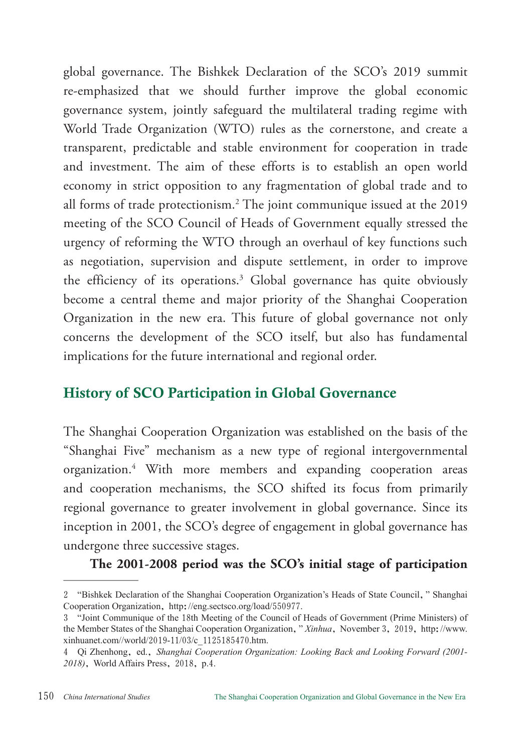global governance. The Bishkek Declaration of the SCO's 2019 summit re-emphasized that we should further improve the global economic governance system, jointly safeguard the multilateral trading regime with World Trade Organization (WTO) rules as the cornerstone, and create a transparent, predictable and stable environment for cooperation in trade and investment. The aim of these efforts is to establish an open world economy in strict opposition to any fragmentation of global trade and to all forms of trade protectionism.[2] The joint communique issued at the 2019 meeting of the SCO Council of Heads of Government equally stressed the urgency of reforming the WTO through an overhaul of key functions such as negotiation, supervision and dispute settlement, in order to improve the efficiency of its operations.[3] Global governance has quite obviously become a central theme and major priority of the Shanghai Cooperation Organization in the new era. This future of global governance not only concerns the development of the SCO itself, but also has fundamental implications for the future international and regional order.

## History of SCO Participation in Global Governance

The Shanghai Cooperation Organization was established on the basis of the "Shanghai Five" mechanism as a new type of regional intergovernmental organization.[4] With more members and expanding cooperation areas and cooperation mechanisms, the SCO shifted its focus from primarily regional governance to greater involvement in global governance. Since its inception in 2001, the SCO's degree of engagement in global governance has undergone three successive stages.

**The 2001-2008 period was the SCO's initial stage of participation**

---

2 "Bishkek Declaration of the Shanghai Cooperation Organization's Heads of State Council," Shanghai Cooperation Organization, http://eng.sectsco.org/load/550977.

3 "Joint Communique of the 18th Meeting of the Council of Heads of Government (Prime Ministers) of the Member States of the Shanghai Cooperation Organization," *Xinhua*, November 3, 2019, http://www.xinhuanet.com//world/2019-11/03/c_1125185470.htm.

4 Qi Zhenhong, ed., *Shanghai Cooperation Organization: Looking Back and Looking Forward (2001-2018)*, World Affairs Press, 2018, p.4.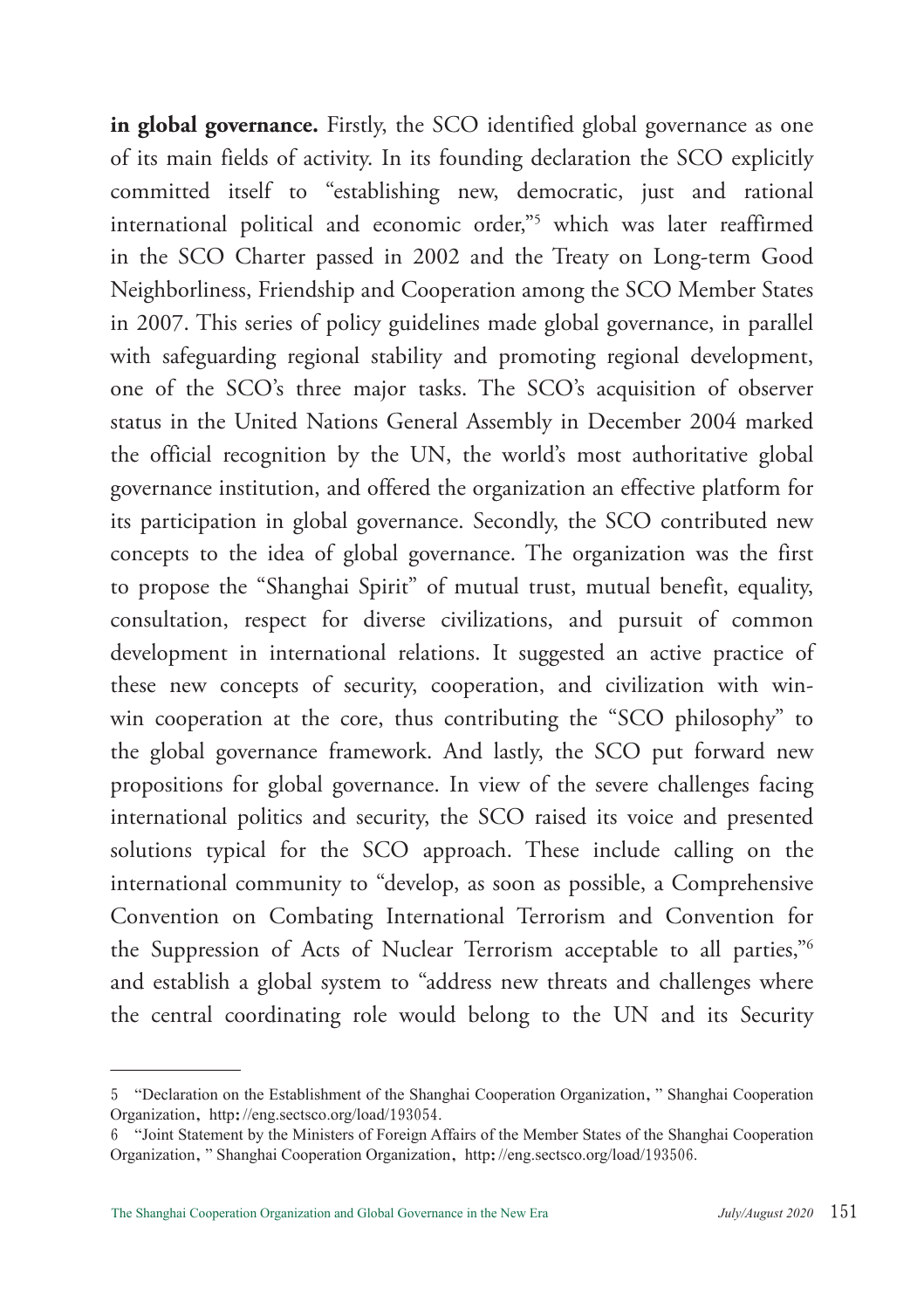**in global governance.** Firstly, the SCO identified global governance as one of its main fields of activity. In its founding declaration the SCO explicitly committed itself to "establishing new, democratic, just and rational international political and economic order,"[5] which was later reaffirmed in the SCO Charter passed in 2002 and the Treaty on Long-term Good Neighborliness, Friendship and Cooperation among the SCO Member States in 2007. This series of policy guidelines made global governance, in parallel with safeguarding regional stability and promoting regional development, one of the SCO's three major tasks. The SCO's acquisition of observer status in the United Nations General Assembly in December 2004 marked the official recognition by the UN, the world's most authoritative global governance institution, and offered the organization an effective platform for its participation in global governance. Secondly, the SCO contributed new concepts to the idea of global governance. The organization was the first to propose the "Shanghai Spirit" of mutual trust, mutual benefit, equality, consultation, respect for diverse civilizations, and pursuit of common development in international relations. It suggested an active practice of these new concepts of security, cooperation, and civilization with win-win cooperation at the core, thus contributing the "SCO philosophy" to the global governance framework. And lastly, the SCO put forward new propositions for global governance. In view of the severe challenges facing international politics and security, the SCO raised its voice and presented solutions typical for the SCO approach. These include calling on the international community to "develop, as soon as possible, a Comprehensive Convention on Combating International Terrorism and Convention for the Suppression of Acts of Nuclear Terrorism acceptable to all parties,"[6] and establish a global system to "address new threats and challenges where the central coordinating role would belong to the UN and its Security

---

5 "Declaration on the Establishment of the Shanghai Cooperation Organization," Shanghai Cooperation Organization, http://eng.sectsco.org/load/193054.

6 "Joint Statement by the Ministers of Foreign Affairs of the Member States of the Shanghai Cooperation Organization," Shanghai Cooperation Organization, http://eng.sectsco.org/load/193506.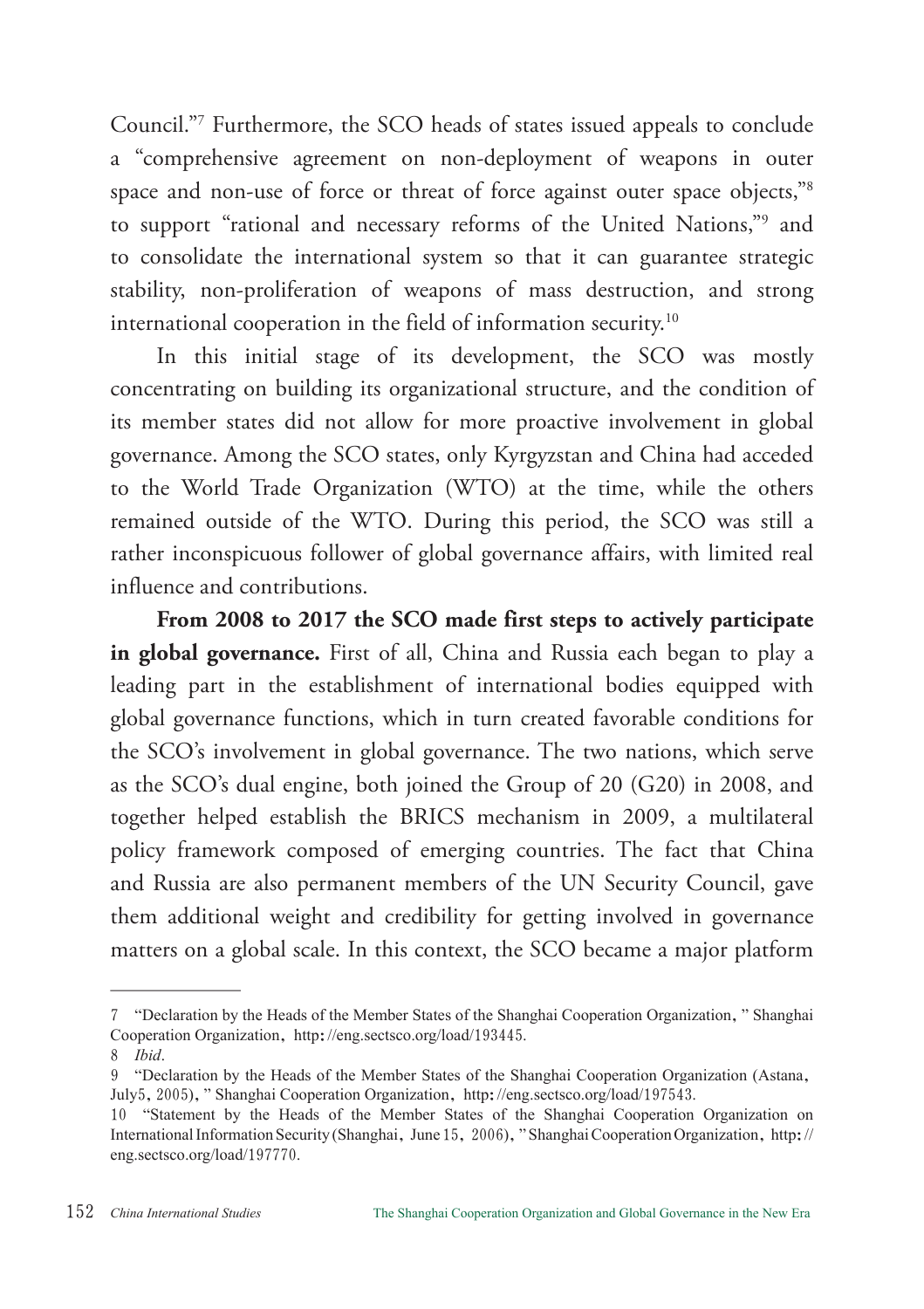Council."[7] Furthermore, the SCO heads of states issued appeals to conclude a "comprehensive agreement on non-deployment of weapons in outer space and non-use of force or threat of force against outer space objects,"[8] to support "rational and necessary reforms of the United Nations,"[9] and to consolidate the international system so that it can guarantee strategic stability, non-proliferation of weapons of mass destruction, and strong international cooperation in the field of information security.[10]

In this initial stage of its development, the SCO was mostly concentrating on building its organizational structure, and the condition of its member states did not allow for more proactive involvement in global governance. Among the SCO states, only Kyrgyzstan and China had acceded to the World Trade Organization (WTO) at the time, while the others remained outside of the WTO. During this period, the SCO was still a rather inconspicuous follower of global governance affairs, with limited real influence and contributions.

**From 2008 to 2017 the SCO made first steps to actively participate in global governance.** First of all, China and Russia each began to play a leading part in the establishment of international bodies equipped with global governance functions, which in turn created favorable conditions for the SCO's involvement in global governance. The two nations, which serve as the SCO's dual engine, both joined the Group of 20 (G20) in 2008, and together helped establish the BRICS mechanism in 2009, a multilateral policy framework composed of emerging countries. The fact that China and Russia are also permanent members of the UN Security Council, gave them additional weight and credibility for getting involved in governance matters on a global scale. In this context, the SCO became a major platform

---

7 "Declaration by the Heads of the Member States of the Shanghai Cooperation Organization," Shanghai Cooperation Organization, http://eng.sectsco.org/load/193445.

8 *Ibid*.

9 "Declaration by the Heads of the Member States of the Shanghai Cooperation Organization (Astana, July5, 2005)," Shanghai Cooperation Organization, http://eng.sectsco.org/load/197543.

10 "Statement by the Heads of the Member States of the Shanghai Cooperation Organization on International Information Security (Shanghai, June 15, 2006)," Shanghai Cooperation Organization, http://eng.sectsco.org/load/197770.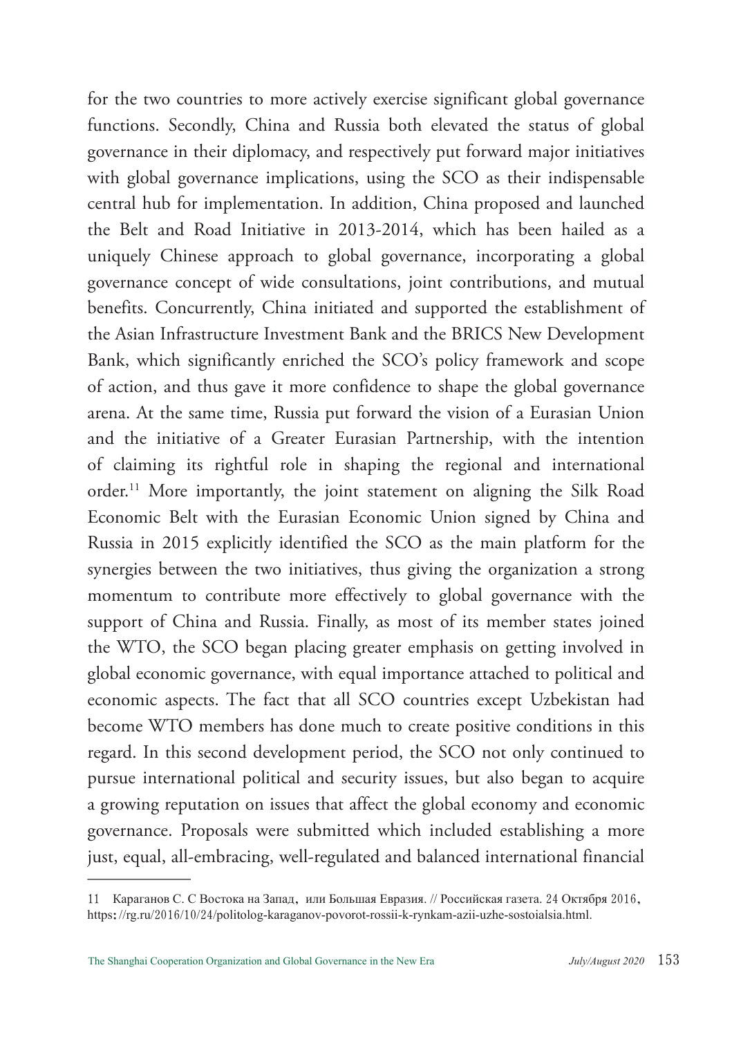for the two countries to more actively exercise significant global governance functions. Secondly, China and Russia both elevated the status of global governance in their diplomacy, and respectively put forward major initiatives with global governance implications, using the SCO as their indispensable central hub for implementation. In addition, China proposed and launched the Belt and Road Initiative in 2013-2014, which has been hailed as a uniquely Chinese approach to global governance, incorporating a global governance concept of wide consultations, joint contributions, and mutual benefits. Concurrently, China initiated and supported the establishment of the Asian Infrastructure Investment Bank and the BRICS New Development Bank, which significantly enriched the SCO's policy framework and scope of action, and thus gave it more confidence to shape the global governance arena. At the same time, Russia put forward the vision of a Eurasian Union and the initiative of a Greater Eurasian Partnership, with the intention of claiming its rightful role in shaping the regional and international order.[11] More importantly, the joint statement on aligning the Silk Road Economic Belt with the Eurasian Economic Union signed by China and Russia in 2015 explicitly identified the SCO as the main platform for the synergies between the two initiatives, thus giving the organization a strong momentum to contribute more effectively to global governance with the support of China and Russia. Finally, as most of its member states joined the WTO, the SCO began placing greater emphasis on getting involved in global economic governance, with equal importance attached to political and economic aspects. The fact that all SCO countries except Uzbekistan had become WTO members has done much to create positive conditions in this regard. In this second development period, the SCO not only continued to pursue international political and security issues, but also began to acquire a growing reputation on issues that affect the global economy and economic governance. Proposals were submitted which included establishing a more just, equal, all-embracing, well-regulated and balanced international financial

---

11　Караганов С. С Востока на Запад，или Большая Евразия. // Российская газета. 24 Октября 2016，https://rg.ru/2016/10/24/politolog-karaganov-povorot-rossii-k-rynkam-azii-uzhe-sostoialsia.html.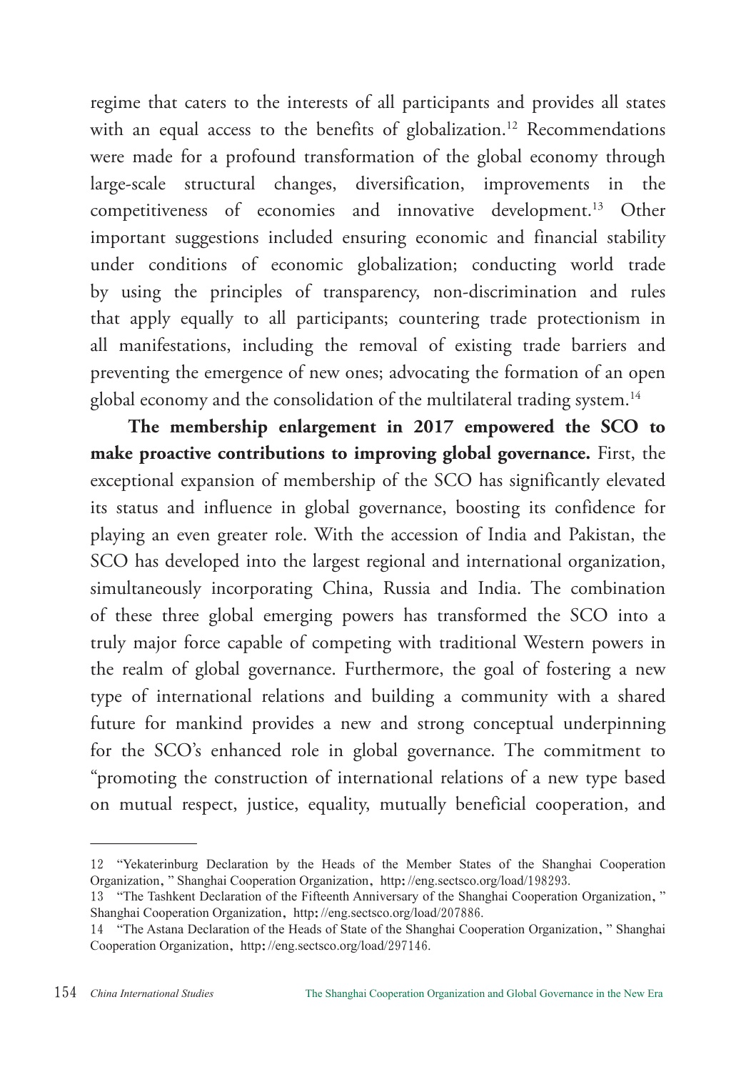regime that caters to the interests of all participants and provides all states with an equal access to the benefits of globalization.[12] Recommendations were made for a profound transformation of the global economy through large-scale structural changes, diversification, improvements in the competitiveness of economies and innovative development.[13] Other important suggestions included ensuring economic and financial stability under conditions of economic globalization; conducting world trade by using the principles of transparency, non-discrimination and rules that apply equally to all participants; countering trade protectionism in all manifestations, including the removal of existing trade barriers and preventing the emergence of new ones; advocating the formation of an open global economy and the consolidation of the multilateral trading system.[14]

**The membership enlargement in 2017 empowered the SCO to make proactive contributions to improving global governance.** First, the exceptional expansion of membership of the SCO has significantly elevated its status and influence in global governance, boosting its confidence for playing an even greater role. With the accession of India and Pakistan, the SCO has developed into the largest regional and international organization, simultaneously incorporating China, Russia and India. The combination of these three global emerging powers has transformed the SCO into a truly major force capable of competing with traditional Western powers in the realm of global governance. Furthermore, the goal of fostering a new type of international relations and building a community with a shared future for mankind provides a new and strong conceptual underpinning for the SCO's enhanced role in global governance. The commitment to "promoting the construction of international relations of a new type based on mutual respect, justice, equality, mutually beneficial cooperation, and

---

12 "Yekaterinburg Declaration by the Heads of the Member States of the Shanghai Cooperation Organization," Shanghai Cooperation Organization, http://eng.sectsco.org/load/198293.

13 "The Tashkent Declaration of the Fifteenth Anniversary of the Shanghai Cooperation Organization," Shanghai Cooperation Organization, http://eng.sectsco.org/load/207886.

14 "The Astana Declaration of the Heads of State of the Shanghai Cooperation Organization," Shanghai Cooperation Organization, http://eng.sectsco.org/load/297146.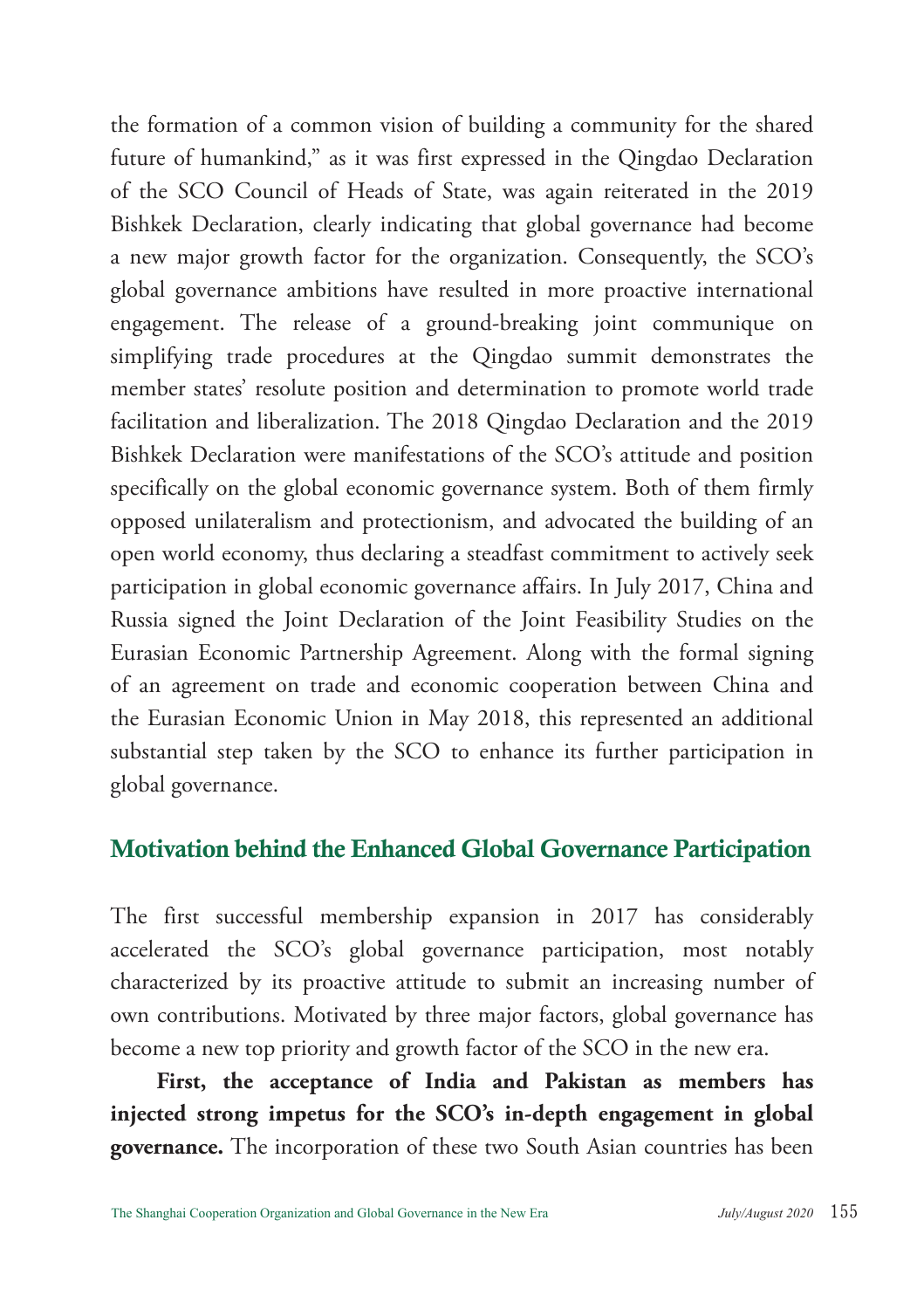the formation of a common vision of building a community for the shared future of humankind," as it was first expressed in the Qingdao Declaration of the SCO Council of Heads of State, was again reiterated in the 2019 Bishkek Declaration, clearly indicating that global governance had become a new major growth factor for the organization. Consequently, the SCO's global governance ambitions have resulted in more proactive international engagement. The release of a ground-breaking joint communique on simplifying trade procedures at the Qingdao summit demonstrates the member states' resolute position and determination to promote world trade facilitation and liberalization. The 2018 Qingdao Declaration and the 2019 Bishkek Declaration were manifestations of the SCO's attitude and position specifically on the global economic governance system. Both of them firmly opposed unilateralism and protectionism, and advocated the building of an open world economy, thus declaring a steadfast commitment to actively seek participation in global economic governance affairs. In July 2017, China and Russia signed the Joint Declaration of the Joint Feasibility Studies on the Eurasian Economic Partnership Agreement. Along with the formal signing of an agreement on trade and economic cooperation between China and the Eurasian Economic Union in May 2018, this represented an additional substantial step taken by the SCO to enhance its further participation in global governance.

## Motivation behind the Enhanced Global Governance Participation

The first successful membership expansion in 2017 has considerably accelerated the SCO's global governance participation, most notably characterized by its proactive attitude to submit an increasing number of own contributions. Motivated by three major factors, global governance has become a new top priority and growth factor of the SCO in the new era.

**First, the acceptance of India and Pakistan as members has injected strong impetus for the SCO's in-depth engagement in global governance.** The incorporation of these two South Asian countries has been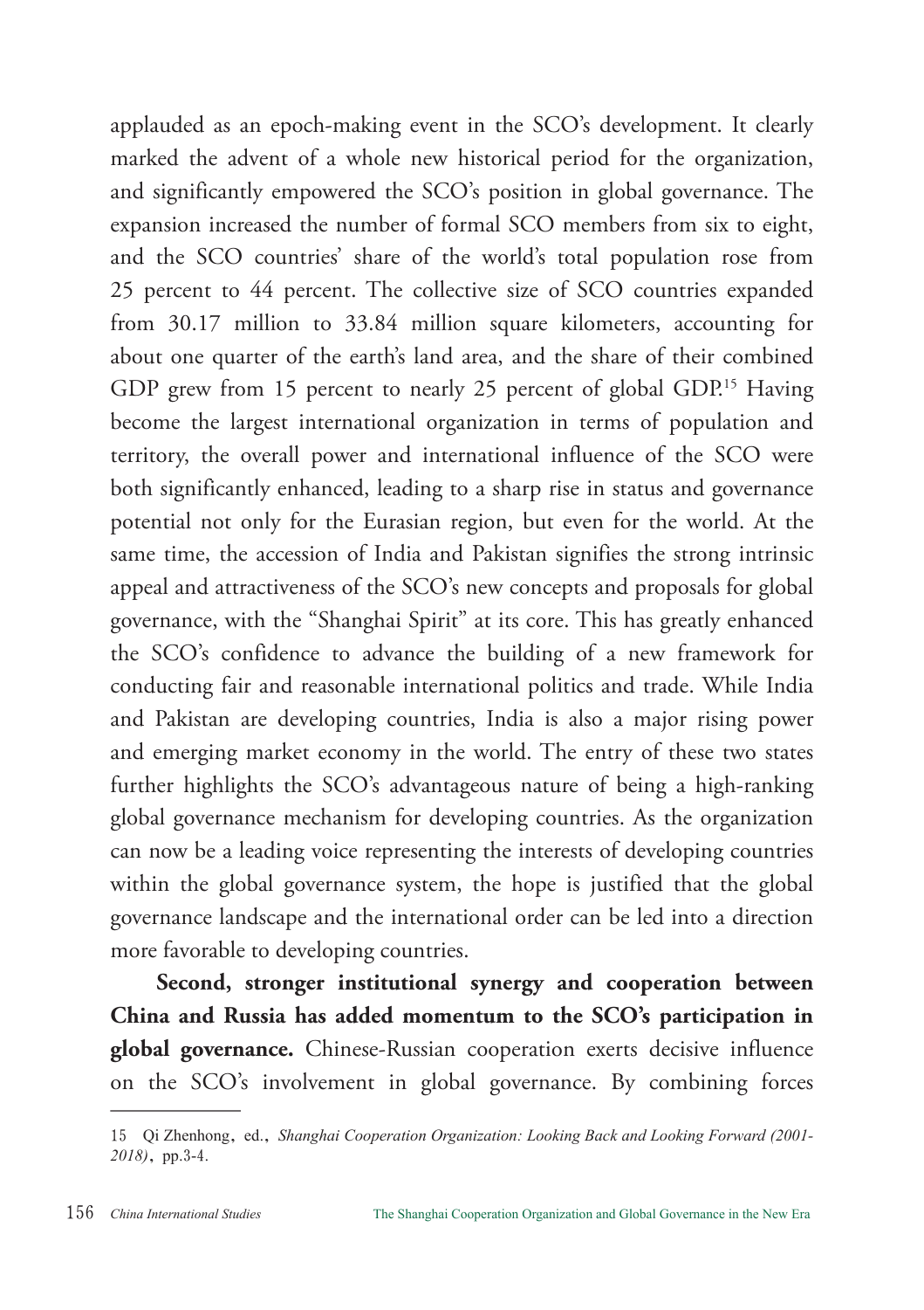applauded as an epoch-making event in the SCO's development. It clearly marked the advent of a whole new historical period for the organization, and significantly empowered the SCO's position in global governance. The expansion increased the number of formal SCO members from six to eight, and the SCO countries' share of the world's total population rose from 25 percent to 44 percent. The collective size of SCO countries expanded from 30.17 million to 33.84 million square kilometers, accounting for about one quarter of the earth's land area, and the share of their combined GDP grew from 15 percent to nearly 25 percent of global GDP.[15] Having become the largest international organization in terms of population and territory, the overall power and international influence of the SCO were both significantly enhanced, leading to a sharp rise in status and governance potential not only for the Eurasian region, but even for the world. At the same time, the accession of India and Pakistan signifies the strong intrinsic appeal and attractiveness of the SCO's new concepts and proposals for global governance, with the "Shanghai Spirit" at its core. This has greatly enhanced the SCO's confidence to advance the building of a new framework for conducting fair and reasonable international politics and trade. While India and Pakistan are developing countries, India is also a major rising power and emerging market economy in the world. The entry of these two states further highlights the SCO's advantageous nature of being a high-ranking global governance mechanism for developing countries. As the organization can now be a leading voice representing the interests of developing countries within the global governance system, the hope is justified that the global governance landscape and the international order can be led into a direction more favorable to developing countries.

**Second, stronger institutional synergy and cooperation between China and Russia has added momentum to the SCO's participation in global governance.** Chinese-Russian cooperation exerts decisive influence on the SCO's involvement in global governance. By combining forces

---

15 Qi Zhenhong, ed., *Shanghai Cooperation Organization: Looking Back and Looking Forward (2001-2018)*, pp.3-4.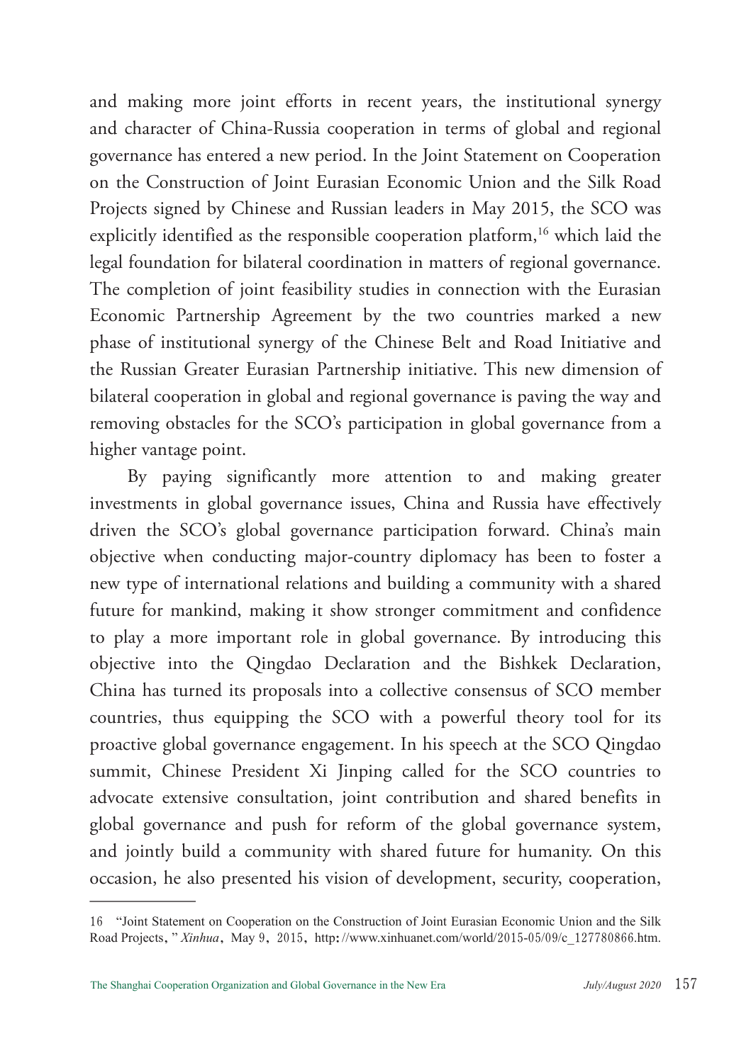and making more joint efforts in recent years, the institutional synergy and character of China-Russia cooperation in terms of global and regional governance has entered a new period. In the Joint Statement on Cooperation on the Construction of Joint Eurasian Economic Union and the Silk Road Projects signed by Chinese and Russian leaders in May 2015, the SCO was explicitly identified as the responsible cooperation platform,[16] which laid the legal foundation for bilateral coordination in matters of regional governance. The completion of joint feasibility studies in connection with the Eurasian Economic Partnership Agreement by the two countries marked a new phase of institutional synergy of the Chinese Belt and Road Initiative and the Russian Greater Eurasian Partnership initiative. This new dimension of bilateral cooperation in global and regional governance is paving the way and removing obstacles for the SCO's participation in global governance from a higher vantage point.

By paying significantly more attention to and making greater investments in global governance issues, China and Russia have effectively driven the SCO's global governance participation forward. China's main objective when conducting major-country diplomacy has been to foster a new type of international relations and building a community with a shared future for mankind, making it show stronger commitment and confidence to play a more important role in global governance. By introducing this objective into the Qingdao Declaration and the Bishkek Declaration, China has turned its proposals into a collective consensus of SCO member countries, thus equipping the SCO with a powerful theory tool for its proactive global governance engagement. In his speech at the SCO Qingdao summit, Chinese President Xi Jinping called for the SCO countries to advocate extensive consultation, joint contribution and shared benefits in global governance and push for reform of the global governance system, and jointly build a community with shared future for humanity. On this occasion, he also presented his vision of development, security, cooperation,

---

16 "Joint Statement on Cooperation on the Construction of Joint Eurasian Economic Union and the Silk Road Projects," *Xinhua*, May 9, 2015, http://www.xinhuanet.com/world/2015-05/09/c_127780866.htm.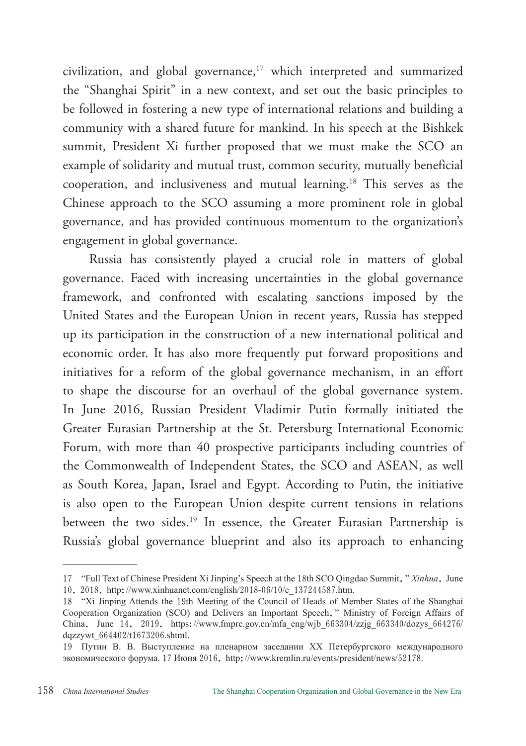civilization, and global governance,[17] which interpreted and summarized the "Shanghai Spirit" in a new context, and set out the basic principles to be followed in fostering a new type of international relations and building a community with a shared future for mankind. In his speech at the Bishkek summit, President Xi further proposed that we must make the SCO an example of solidarity and mutual trust, common security, mutually beneficial cooperation, and inclusiveness and mutual learning.[18] This serves as the Chinese approach to the SCO assuming a more prominent role in global governance, and has provided continuous momentum to the organization's engagement in global governance.

Russia has consistently played a crucial role in matters of global governance. Faced with increasing uncertainties in the global governance framework, and confronted with escalating sanctions imposed by the United States and the European Union in recent years, Russia has stepped up its participation in the construction of a new international political and economic order. It has also more frequently put forward propositions and initiatives for a reform of the global governance mechanism, in an effort to shape the discourse for an overhaul of the global governance system. In June 2016, Russian President Vladimir Putin formally initiated the Greater Eurasian Partnership at the St. Petersburg International Economic Forum, with more than 40 prospective participants including countries of the Commonwealth of Independent States, the SCO and ASEAN, as well as South Korea, Japan, Israel and Egypt. According to Putin, the initiative is also open to the European Union despite current tensions in relations between the two sides.[19] In essence, the Greater Eurasian Partnership is Russia's global governance blueprint and also its approach to enhancing

---

17 "Full Text of Chinese President Xi Jinping's Speech at the 18th SCO Qingdao Summit," *Xinhua*, June 10, 2018, http://www.xinhuanet.com/english/2018-06/10/c_137244587.htm.

18 "Xi Jinping Attends the 19th Meeting of the Council of Heads of Member States of the Shanghai Cooperation Organization (SCO) and Delivers an Important Speech," Ministry of Foreign Affairs of China, June 14, 2019, https://www.fmprc.gov.cn/mfa_eng/wjb_663304/zzjg_663340/dozys_664276/dqzzywt_664402/t1673206.shtml.

19 Путин В. В. Выступление на пленарном заседании XX Петербургского международного экономического форума. 17 Июня 2016, http://www.kremlin.ru/events/president/news/52178.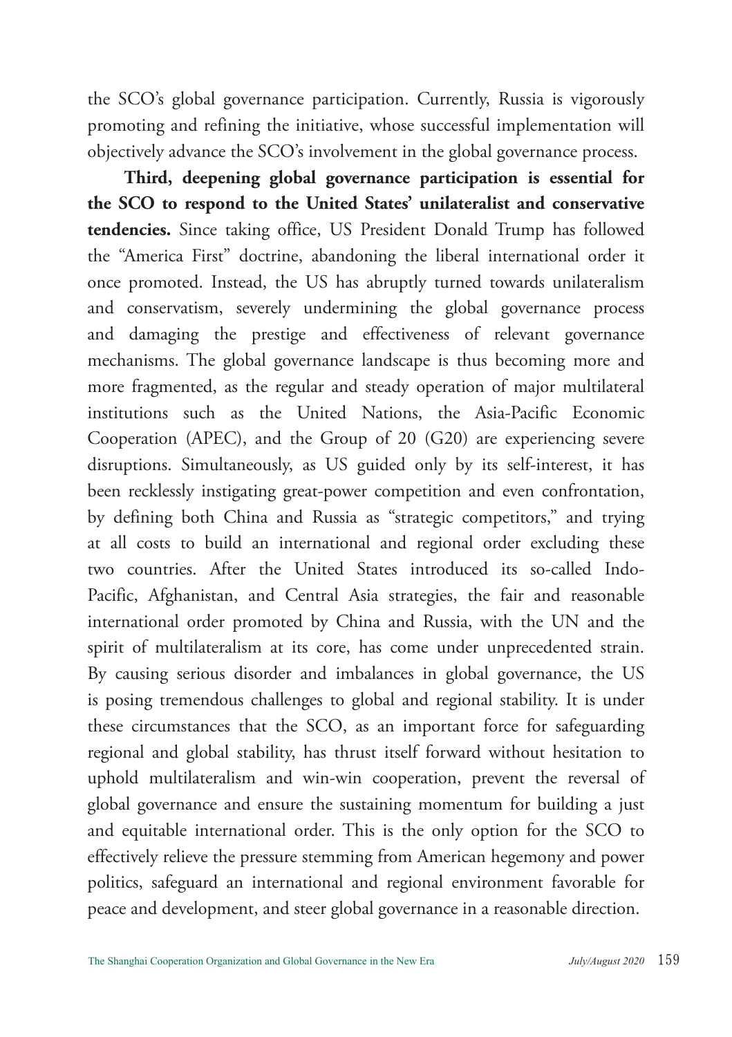the SCO's global governance participation. Currently, Russia is vigorously promoting and refining the initiative, whose successful implementation will objectively advance the SCO's involvement in the global governance process.

**Third, deepening global governance participation is essential for the SCO to respond to the United States' unilateralist and conservative tendencies.** Since taking office, US President Donald Trump has followed the "America First" doctrine, abandoning the liberal international order it once promoted. Instead, the US has abruptly turned towards unilateralism and conservatism, severely undermining the global governance process and damaging the prestige and effectiveness of relevant governance mechanisms. The global governance landscape is thus becoming more and more fragmented, as the regular and steady operation of major multilateral institutions such as the United Nations, the Asia-Pacific Economic Cooperation (APEC), and the Group of 20 (G20) are experiencing severe disruptions. Simultaneously, as US guided only by its self-interest, it has been recklessly instigating great-power competition and even confrontation, by defining both China and Russia as "strategic competitors," and trying at all costs to build an international and regional order excluding these two countries. After the United States introduced its so-called Indo-Pacific, Afghanistan, and Central Asia strategies, the fair and reasonable international order promoted by China and Russia, with the UN and the spirit of multilateralism at its core, has come under unprecedented strain. By causing serious disorder and imbalances in global governance, the US is posing tremendous challenges to global and regional stability. It is under these circumstances that the SCO, as an important force for safeguarding regional and global stability, has thrust itself forward without hesitation to uphold multilateralism and win-win cooperation, prevent the reversal of global governance and ensure the sustaining momentum for building a just and equitable international order. This is the only option for the SCO to effectively relieve the pressure stemming from American hegemony and power politics, safeguard an international and regional environment favorable for peace and development, and steer global governance in a reasonable direction.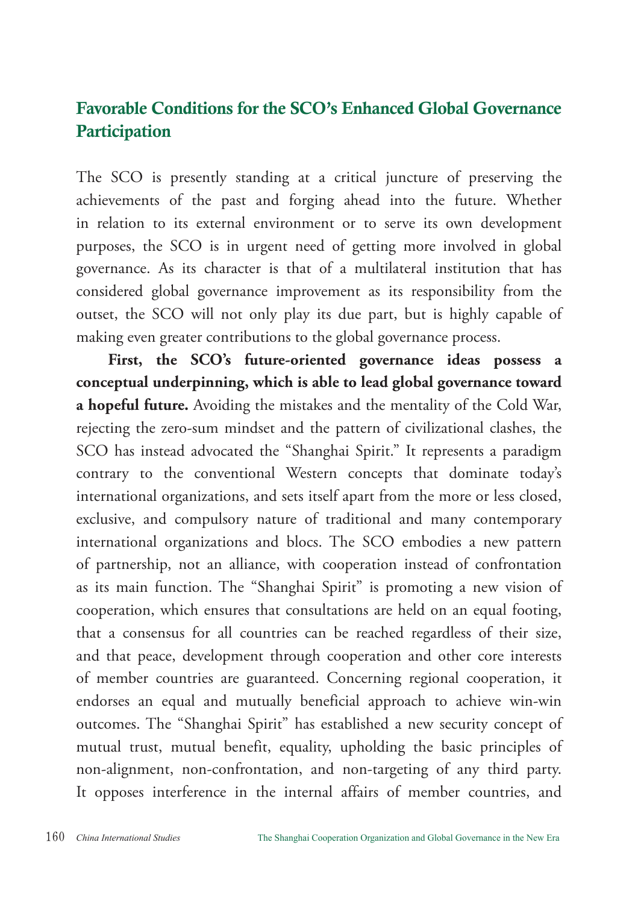## Favorable Conditions for the SCO's Enhanced Global Governance Participation

The SCO is presently standing at a critical juncture of preserving the achievements of the past and forging ahead into the future. Whether in relation to its external environment or to serve its own development purposes, the SCO is in urgent need of getting more involved in global governance. As its character is that of a multilateral institution that has considered global governance improvement as its responsibility from the outset, the SCO will not only play its due part, but is highly capable of making even greater contributions to the global governance process.

**First, the SCO's future-oriented governance ideas possess a conceptual underpinning, which is able to lead global governance toward a hopeful future.** Avoiding the mistakes and the mentality of the Cold War, rejecting the zero-sum mindset and the pattern of civilizational clashes, the SCO has instead advocated the "Shanghai Spirit." It represents a paradigm contrary to the conventional Western concepts that dominate today's international organizations, and sets itself apart from the more or less closed, exclusive, and compulsory nature of traditional and many contemporary international organizations and blocs. The SCO embodies a new pattern of partnership, not an alliance, with cooperation instead of confrontation as its main function. The "Shanghai Spirit" is promoting a new vision of cooperation, which ensures that consultations are held on an equal footing, that a consensus for all countries can be reached regardless of their size, and that peace, development through cooperation and other core interests of member countries are guaranteed. Concerning regional cooperation, it endorses an equal and mutually beneficial approach to achieve win-win outcomes. The "Shanghai Spirit" has established a new security concept of mutual trust, mutual benefit, equality, upholding the basic principles of non-alignment, non-confrontation, and non-targeting of any third party. It opposes interference in the internal affairs of member countries, and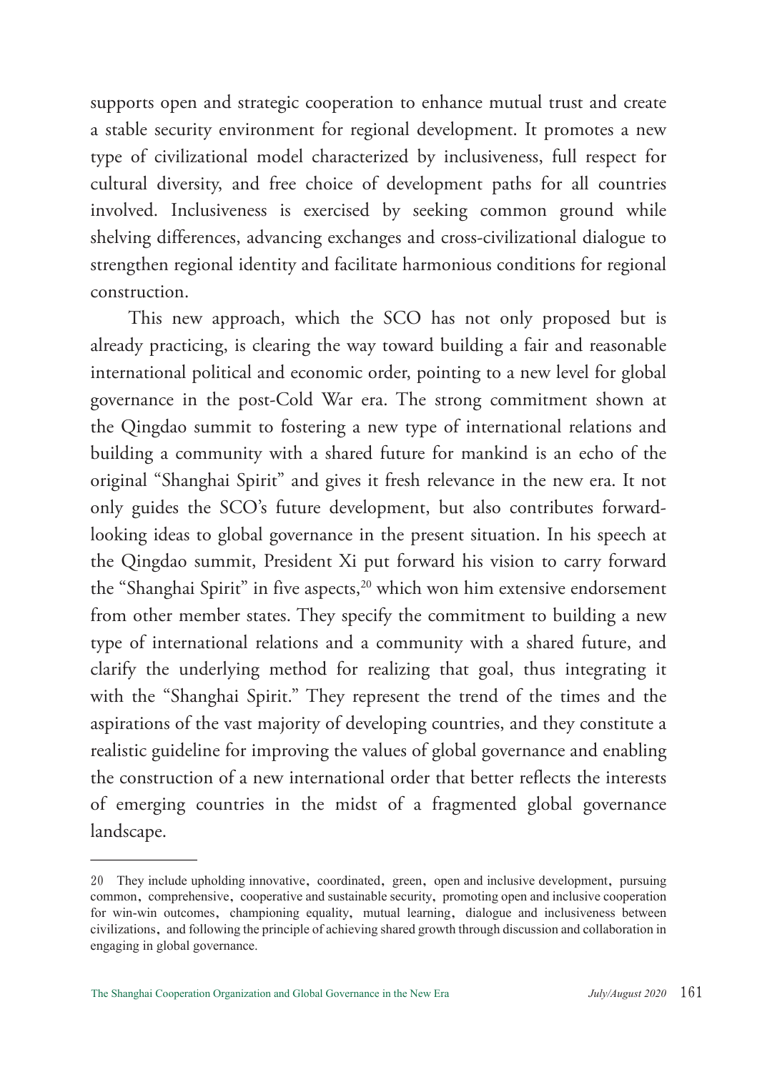supports open and strategic cooperation to enhance mutual trust and create a stable security environment for regional development. It promotes a new type of civilizational model characterized by inclusiveness, full respect for cultural diversity, and free choice of development paths for all countries involved. Inclusiveness is exercised by seeking common ground while shelving differences, advancing exchanges and cross-civilizational dialogue to strengthen regional identity and facilitate harmonious conditions for regional construction.

This new approach, which the SCO has not only proposed but is already practicing, is clearing the way toward building a fair and reasonable international political and economic order, pointing to a new level for global governance in the post-Cold War era. The strong commitment shown at the Qingdao summit to fostering a new type of international relations and building a community with a shared future for mankind is an echo of the original "Shanghai Spirit" and gives it fresh relevance in the new era. It not only guides the SCO's future development, but also contributes forward-looking ideas to global governance in the present situation. In his speech at the Qingdao summit, President Xi put forward his vision to carry forward the "Shanghai Spirit" in five aspects,[20] which won him extensive endorsement from other member states. They specify the commitment to building a new type of international relations and a community with a shared future, and clarify the underlying method for realizing that goal, thus integrating it with the "Shanghai Spirit." They represent the trend of the times and the aspirations of the vast majority of developing countries, and they constitute a realistic guideline for improving the values of global governance and enabling the construction of a new international order that better reflects the interests of emerging countries in the midst of a fragmented global governance landscape.

---

20 They include upholding innovative, coordinated, green, open and inclusive development, pursuing common, comprehensive, cooperative and sustainable security, promoting open and inclusive cooperation for win-win outcomes, championing equality, mutual learning, dialogue and inclusiveness between civilizations, and following the principle of achieving shared growth through discussion and collaboration in engaging in global governance.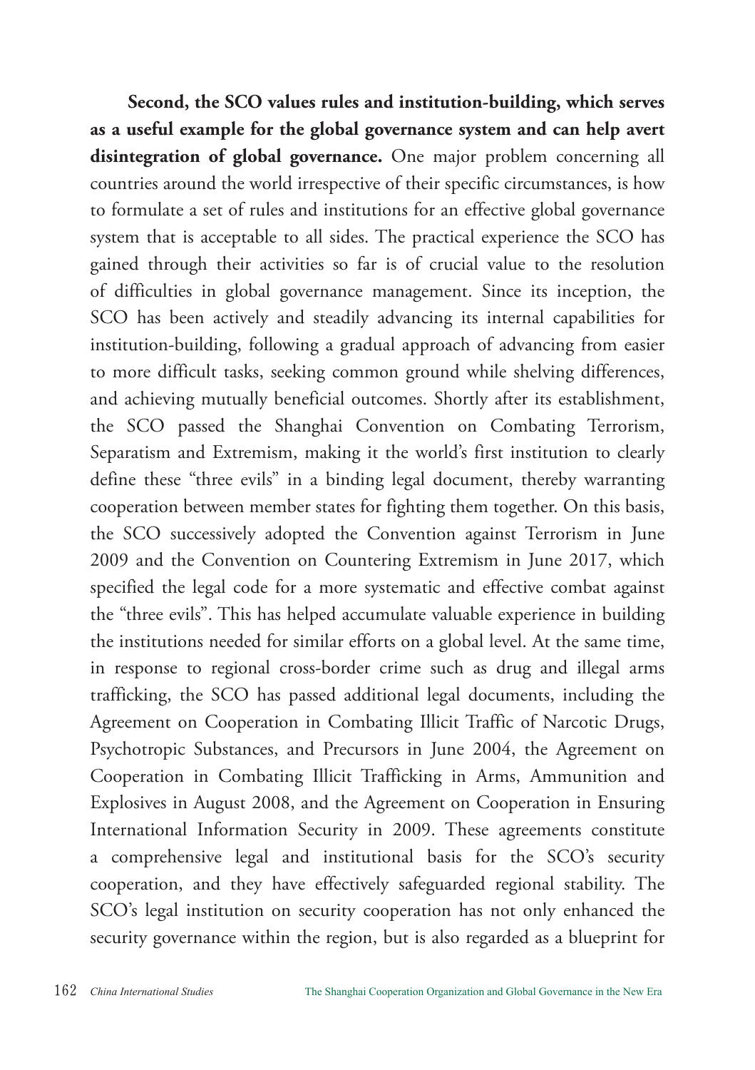**Second, the SCO values rules and institution-building, which serves as a useful example for the global governance system and can help avert disintegration of global governance.** One major problem concerning all countries around the world irrespective of their specific circumstances, is how to formulate a set of rules and institutions for an effective global governance system that is acceptable to all sides. The practical experience the SCO has gained through their activities so far is of crucial value to the resolution of difficulties in global governance management. Since its inception, the SCO has been actively and steadily advancing its internal capabilities for institution-building, following a gradual approach of advancing from easier to more difficult tasks, seeking common ground while shelving differences, and achieving mutually beneficial outcomes. Shortly after its establishment, the SCO passed the Shanghai Convention on Combating Terrorism, Separatism and Extremism, making it the world's first institution to clearly define these "three evils" in a binding legal document, thereby warranting cooperation between member states for fighting them together. On this basis, the SCO successively adopted the Convention against Terrorism in June 2009 and the Convention on Countering Extremism in June 2017, which specified the legal code for a more systematic and effective combat against the "three evils". This has helped accumulate valuable experience in building the institutions needed for similar efforts on a global level. At the same time, in response to regional cross-border crime such as drug and illegal arms trafficking, the SCO has passed additional legal documents, including the Agreement on Cooperation in Combating Illicit Traffic of Narcotic Drugs, Psychotropic Substances, and Precursors in June 2004, the Agreement on Cooperation in Combating Illicit Trafficking in Arms, Ammunition and Explosives in August 2008, and the Agreement on Cooperation in Ensuring International Information Security in 2009. These agreements constitute a comprehensive legal and institutional basis for the SCO's security cooperation, and they have effectively safeguarded regional stability. The SCO's legal institution on security cooperation has not only enhanced the security governance within the region, but is also regarded as a blueprint for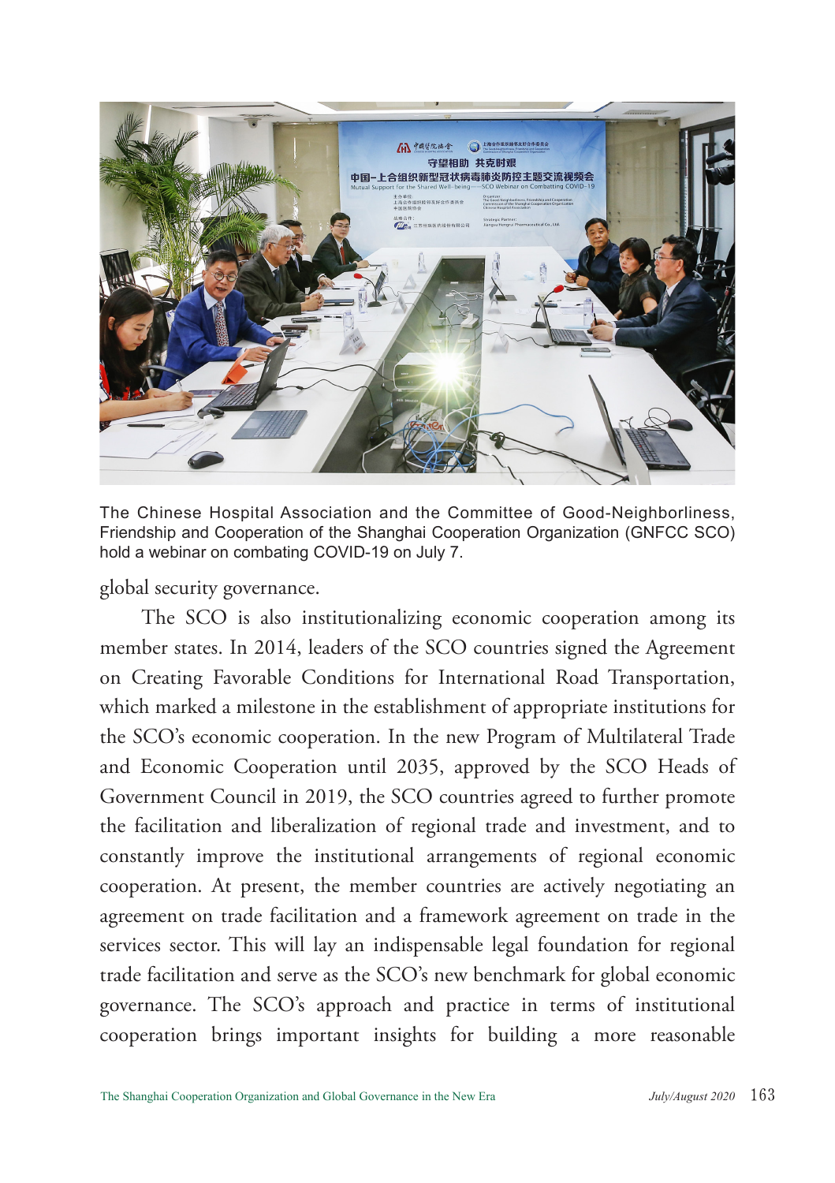The Chinese Hospital Association and the Committee of Good-Neighborliness, Friendship and Cooperation of the Shanghai Cooperation Organization (GNFCC SCO) hold a webinar on combating COVID-19 on July 7.

global security governance.

The SCO is also institutionalizing economic cooperation among its member states. In 2014, leaders of the SCO countries signed the Agreement on Creating Favorable Conditions for International Road Transportation, which marked a milestone in the establishment of appropriate institutions for the SCO's economic cooperation. In the new Program of Multilateral Trade and Economic Cooperation until 2035, approved by the SCO Heads of Government Council in 2019, the SCO countries agreed to further promote the facilitation and liberalization of regional trade and investment, and to constantly improve the institutional arrangements of regional economic cooperation. At present, the member countries are actively negotiating an agreement on trade facilitation and a framework agreement on trade in the services sector. This will lay an indispensable legal foundation for regional trade facilitation and serve as the SCO's new benchmark for global economic governance. The SCO's approach and practice in terms of institutional cooperation brings important insights for building a more reasonable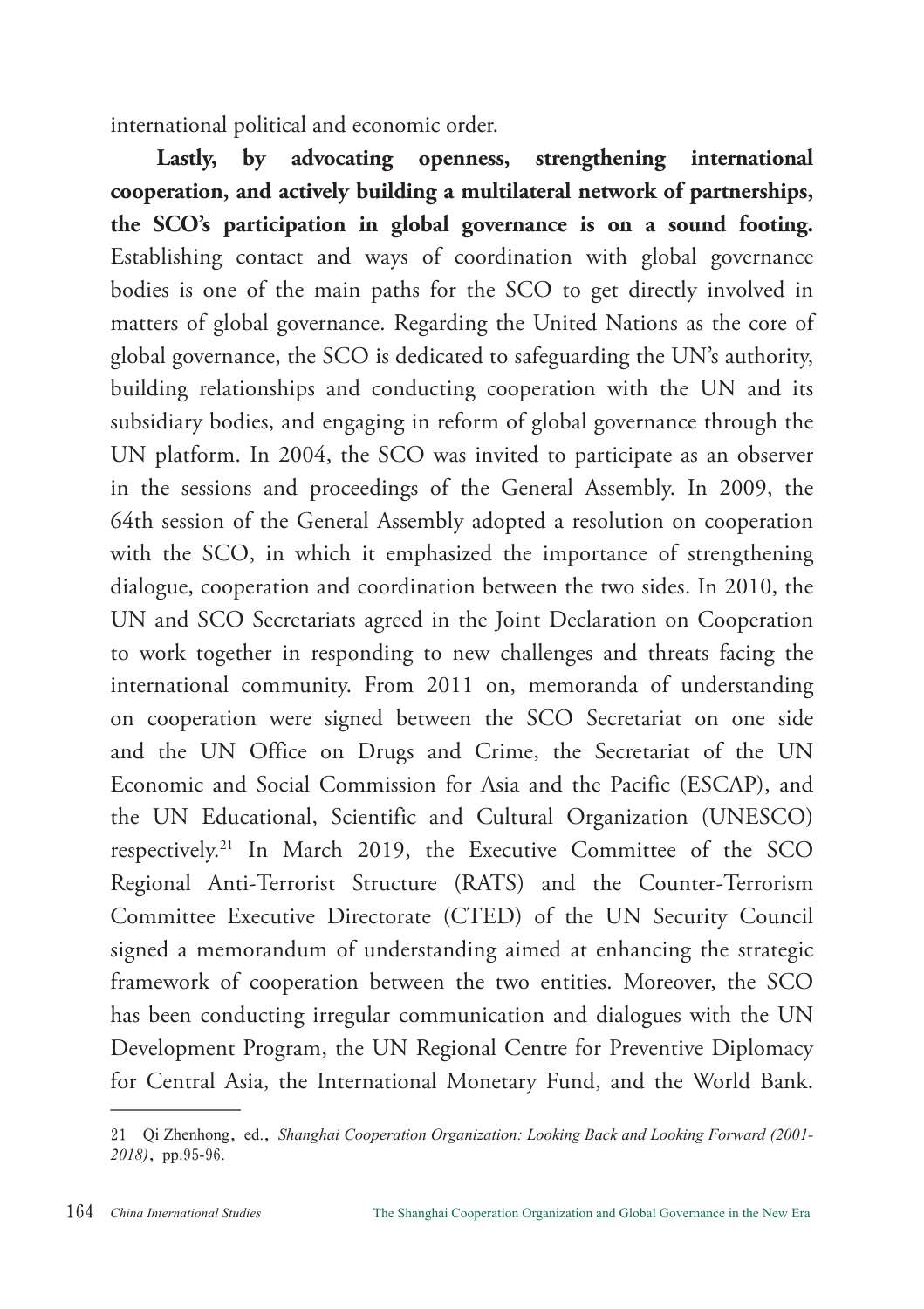international political and economic order.

**Lastly, by advocating openness, strengthening international cooperation, and actively building a multilateral network of partnerships, the SCO's participation in global governance is on a sound footing.** Establishing contact and ways of coordination with global governance bodies is one of the main paths for the SCO to get directly involved in matters of global governance. Regarding the United Nations as the core of global governance, the SCO is dedicated to safeguarding the UN's authority, building relationships and conducting cooperation with the UN and its subsidiary bodies, and engaging in reform of global governance through the UN platform. In 2004, the SCO was invited to participate as an observer in the sessions and proceedings of the General Assembly. In 2009, the 64th session of the General Assembly adopted a resolution on cooperation with the SCO, in which it emphasized the importance of strengthening dialogue, cooperation and coordination between the two sides. In 2010, the UN and SCO Secretariats agreed in the Joint Declaration on Cooperation to work together in responding to new challenges and threats facing the international community. From 2011 on, memoranda of understanding on cooperation were signed between the SCO Secretariat on one side and the UN Office on Drugs and Crime, the Secretariat of the UN Economic and Social Commission for Asia and the Pacific (ESCAP), and the UN Educational, Scientific and Cultural Organization (UNESCO) respectively.[21] In March 2019, the Executive Committee of the SCO Regional Anti-Terrorist Structure (RATS) and the Counter-Terrorism Committee Executive Directorate (CTED) of the UN Security Council signed a memorandum of understanding aimed at enhancing the strategic framework of cooperation between the two entities. Moreover, the SCO has been conducting irregular communication and dialogues with the UN Development Program, the UN Regional Centre for Preventive Diplomacy for Central Asia, the International Monetary Fund, and the World Bank.

---

21 Qi Zhenhong, ed., *Shanghai Cooperation Organization: Looking Back and Looking Forward (2001-2018)*, pp.95-96.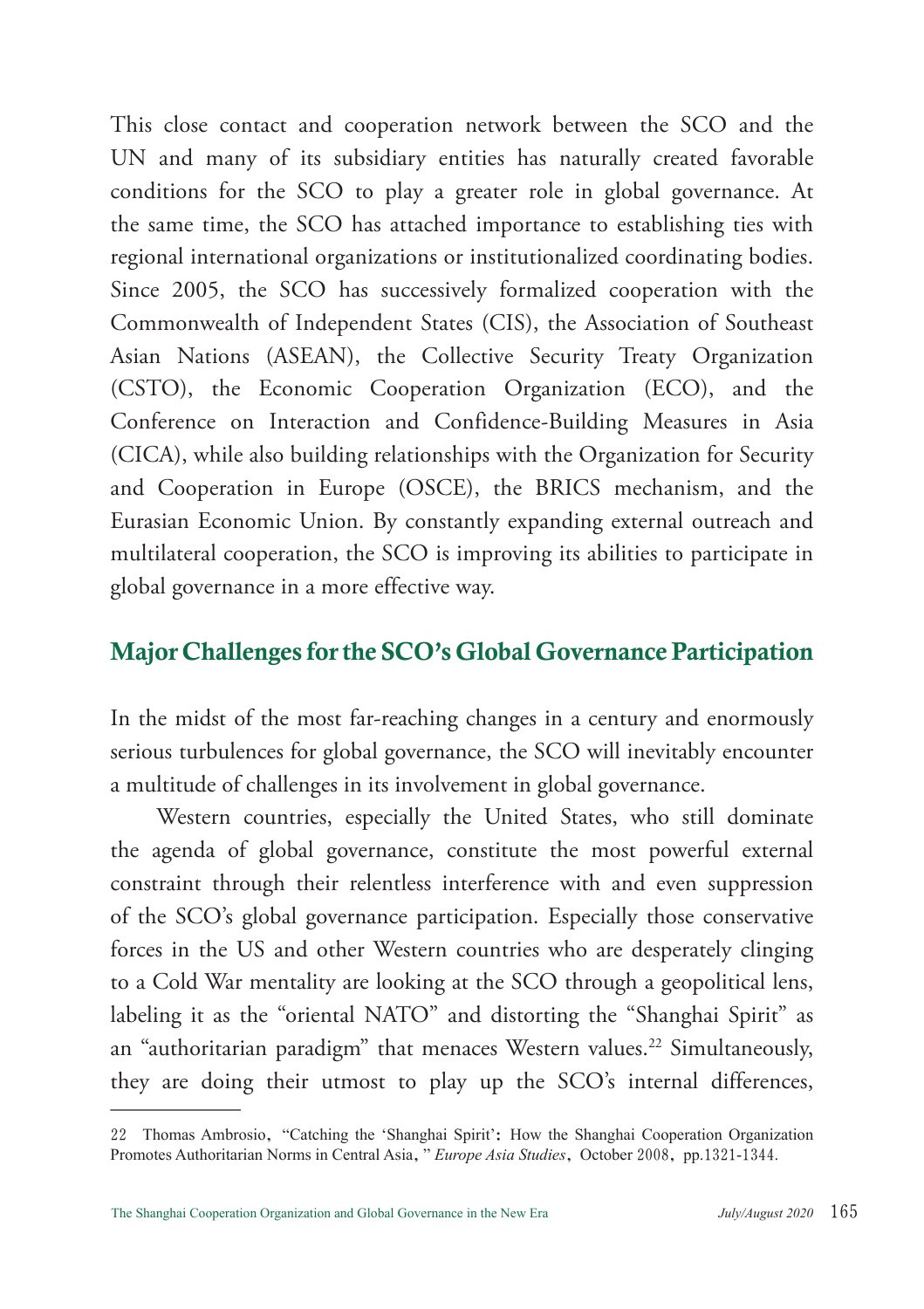This close contact and cooperation network between the SCO and the UN and many of its subsidiary entities has naturally created favorable conditions for the SCO to play a greater role in global governance. At the same time, the SCO has attached importance to establishing ties with regional international organizations or institutionalized coordinating bodies. Since 2005, the SCO has successively formalized cooperation with the Commonwealth of Independent States (CIS), the Association of Southeast Asian Nations (ASEAN), the Collective Security Treaty Organization (CSTO), the Economic Cooperation Organization (ECO), and the Conference on Interaction and Confidence-Building Measures in Asia (CICA), while also building relationships with the Organization for Security and Cooperation in Europe (OSCE), the BRICS mechanism, and the Eurasian Economic Union. By constantly expanding external outreach and multilateral cooperation, the SCO is improving its abilities to participate in global governance in a more effective way.

## Major Challenges for the SCO's Global Governance Participation

In the midst of the most far-reaching changes in a century and enormously serious turbulences for global governance, the SCO will inevitably encounter a multitude of challenges in its involvement in global governance.

Western countries, especially the United States, who still dominate the agenda of global governance, constitute the most powerful external constraint through their relentless interference with and even suppression of the SCO's global governance participation. Especially those conservative forces in the US and other Western countries who are desperately clinging to a Cold War mentality are looking at the SCO through a geopolitical lens, labeling it as the "oriental NATO" and distorting the "Shanghai Spirit" as an "authoritarian paradigm" that menaces Western values.[22] Simultaneously, they are doing their utmost to play up the SCO's internal differences,

---

22 Thomas Ambrosio, "Catching the 'Shanghai Spirit': How the Shanghai Cooperation Organization Promotes Authoritarian Norms in Central Asia," *Europe Asia Studies*, October 2008, pp.1321-1344.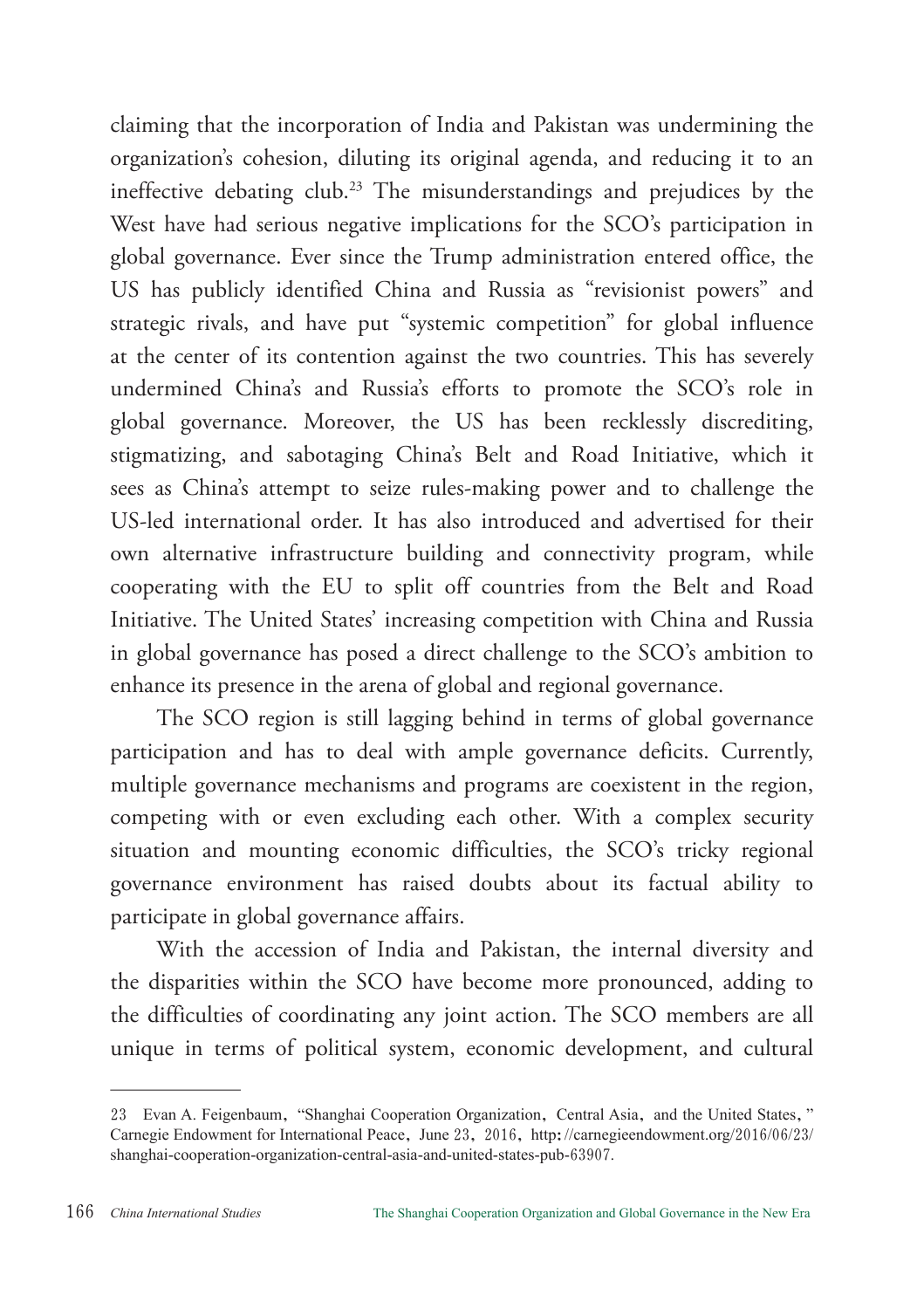claiming that the incorporation of India and Pakistan was undermining the organization's cohesion, diluting its original agenda, and reducing it to an ineffective debating club.[23] The misunderstandings and prejudices by the West have had serious negative implications for the SCO's participation in global governance. Ever since the Trump administration entered office, the US has publicly identified China and Russia as "revisionist powers" and strategic rivals, and have put "systemic competition" for global influence at the center of its contention against the two countries. This has severely undermined China's and Russia's efforts to promote the SCO's role in global governance. Moreover, the US has been recklessly discrediting, stigmatizing, and sabotaging China's Belt and Road Initiative, which it sees as China's attempt to seize rules-making power and to challenge the US-led international order. It has also introduced and advertised for their own alternative infrastructure building and connectivity program, while cooperating with the EU to split off countries from the Belt and Road Initiative. The United States' increasing competition with China and Russia in global governance has posed a direct challenge to the SCO's ambition to enhance its presence in the arena of global and regional governance.

The SCO region is still lagging behind in terms of global governance participation and has to deal with ample governance deficits. Currently, multiple governance mechanisms and programs are coexistent in the region, competing with or even excluding each other. With a complex security situation and mounting economic difficulties, the SCO's tricky regional governance environment has raised doubts about its factual ability to participate in global governance affairs.

With the accession of India and Pakistan, the internal diversity and the disparities within the SCO have become more pronounced, adding to the difficulties of coordinating any joint action. The SCO members are all unique in terms of political system, economic development, and cultural

---

23 Evan A. Feigenbaum, "Shanghai Cooperation Organization, Central Asia, and the United States," Carnegie Endowment for International Peace, June 23, 2016, http://carnegieendowment.org/2016/06/23/shanghai-cooperation-organization-central-asia-and-united-states-pub-63907.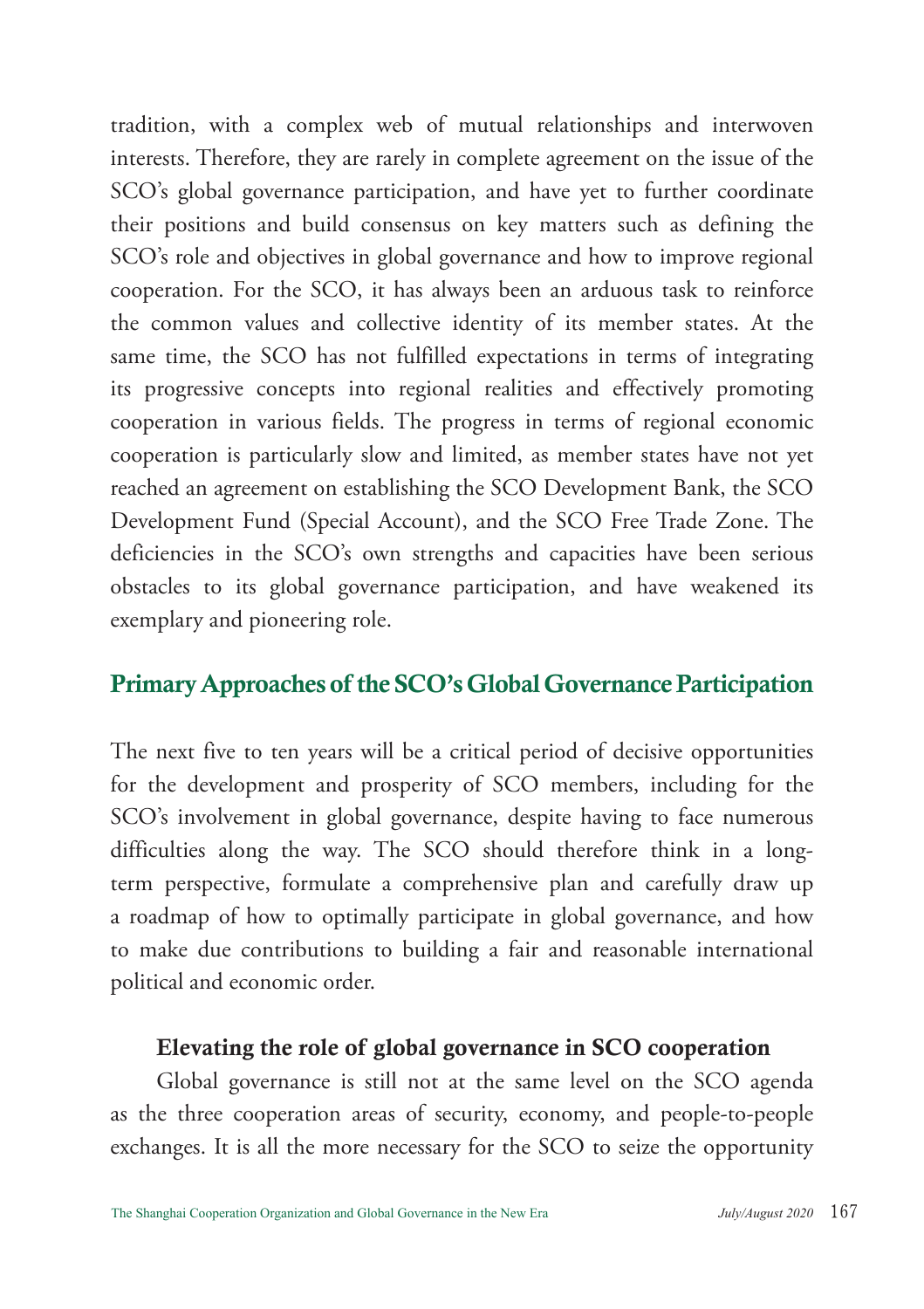tradition, with a complex web of mutual relationships and interwoven interests. Therefore, they are rarely in complete agreement on the issue of the SCO's global governance participation, and have yet to further coordinate their positions and build consensus on key matters such as defining the SCO's role and objectives in global governance and how to improve regional cooperation. For the SCO, it has always been an arduous task to reinforce the common values and collective identity of its member states. At the same time, the SCO has not fulfilled expectations in terms of integrating its progressive concepts into regional realities and effectively promoting cooperation in various fields. The progress in terms of regional economic cooperation is particularly slow and limited, as member states have not yet reached an agreement on establishing the SCO Development Bank, the SCO Development Fund (Special Account), and the SCO Free Trade Zone. The deficiencies in the SCO's own strengths and capacities have been serious obstacles to its global governance participation, and have weakened its exemplary and pioneering role.

## Primary Approaches of the SCO's Global Governance Participation

The next five to ten years will be a critical period of decisive opportunities for the development and prosperity of SCO members, including for the SCO's involvement in global governance, despite having to face numerous difficulties along the way. The SCO should therefore think in a long-term perspective, formulate a comprehensive plan and carefully draw up a roadmap of how to optimally participate in global governance, and how to make due contributions to building a fair and reasonable international political and economic order.

### Elevating the role of global governance in SCO cooperation

Global governance is still not at the same level on the SCO agenda as the three cooperation areas of security, economy, and people-to-people exchanges. It is all the more necessary for the SCO to seize the opportunity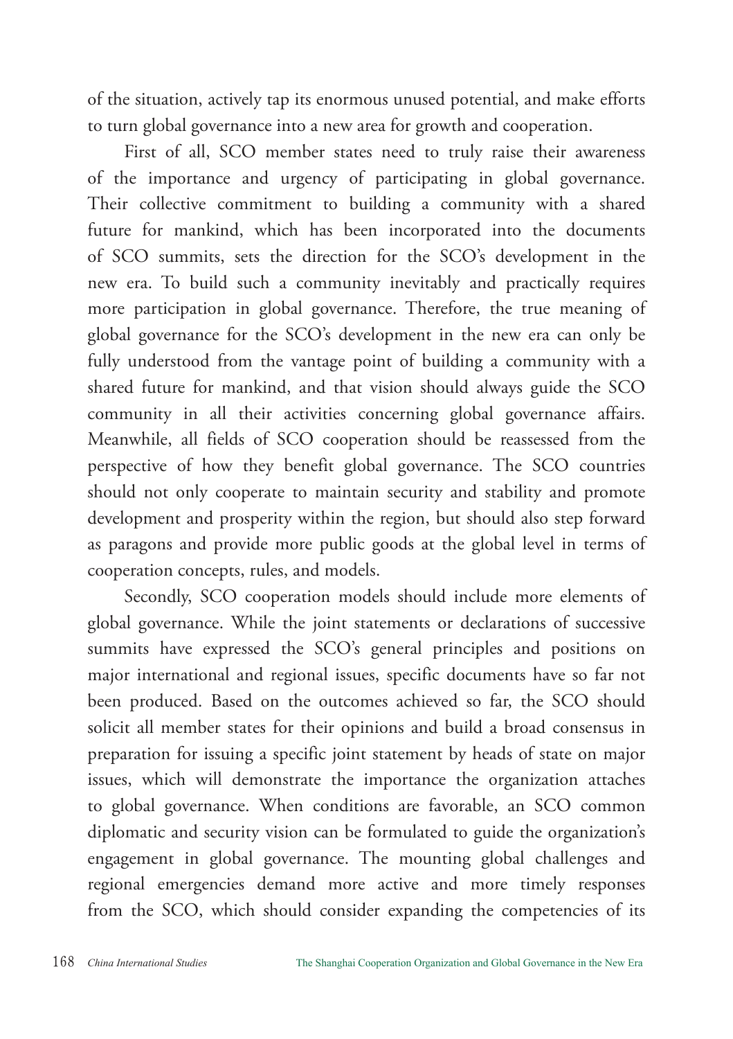of the situation, actively tap its enormous unused potential, and make efforts to turn global governance into a new area for growth and cooperation.

First of all, SCO member states need to truly raise their awareness of the importance and urgency of participating in global governance. Their collective commitment to building a community with a shared future for mankind, which has been incorporated into the documents of SCO summits, sets the direction for the SCO's development in the new era. To build such a community inevitably and practically requires more participation in global governance. Therefore, the true meaning of global governance for the SCO's development in the new era can only be fully understood from the vantage point of building a community with a shared future for mankind, and that vision should always guide the SCO community in all their activities concerning global governance affairs. Meanwhile, all fields of SCO cooperation should be reassessed from the perspective of how they benefit global governance. The SCO countries should not only cooperate to maintain security and stability and promote development and prosperity within the region, but should also step forward as paragons and provide more public goods at the global level in terms of cooperation concepts, rules, and models.

Secondly, SCO cooperation models should include more elements of global governance. While the joint statements or declarations of successive summits have expressed the SCO's general principles and positions on major international and regional issues, specific documents have so far not been produced. Based on the outcomes achieved so far, the SCO should solicit all member states for their opinions and build a broad consensus in preparation for issuing a specific joint statement by heads of state on major issues, which will demonstrate the importance the organization attaches to global governance. When conditions are favorable, an SCO common diplomatic and security vision can be formulated to guide the organization's engagement in global governance. The mounting global challenges and regional emergencies demand more active and more timely responses from the SCO, which should consider expanding the competencies of its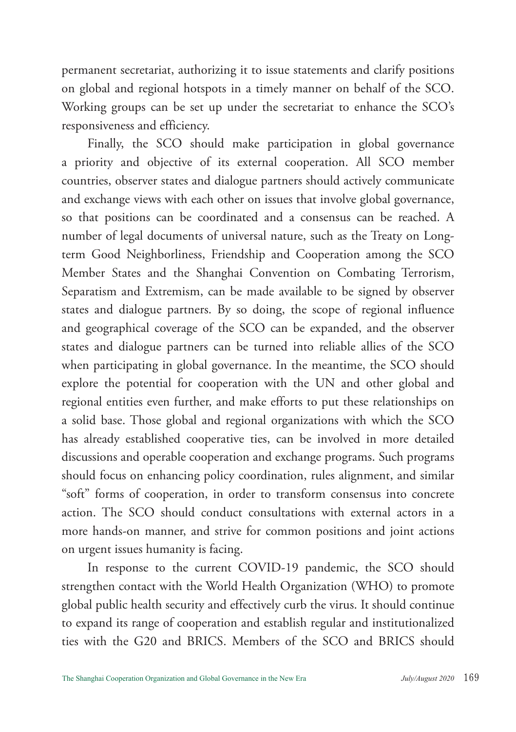permanent secretariat, authorizing it to issue statements and clarify positions on global and regional hotspots in a timely manner on behalf of the SCO. Working groups can be set up under the secretariat to enhance the SCO's responsiveness and efficiency.

Finally, the SCO should make participation in global governance a priority and objective of its external cooperation. All SCO member countries, observer states and dialogue partners should actively communicate and exchange views with each other on issues that involve global governance, so that positions can be coordinated and a consensus can be reached. A number of legal documents of universal nature, such as the Treaty on Long-term Good Neighborliness, Friendship and Cooperation among the SCO Member States and the Shanghai Convention on Combating Terrorism, Separatism and Extremism, can be made available to be signed by observer states and dialogue partners. By so doing, the scope of regional influence and geographical coverage of the SCO can be expanded, and the observer states and dialogue partners can be turned into reliable allies of the SCO when participating in global governance. In the meantime, the SCO should explore the potential for cooperation with the UN and other global and regional entities even further, and make efforts to put these relationships on a solid base. Those global and regional organizations with which the SCO has already established cooperative ties, can be involved in more detailed discussions and operable cooperation and exchange programs. Such programs should focus on enhancing policy coordination, rules alignment, and similar "soft" forms of cooperation, in order to transform consensus into concrete action. The SCO should conduct consultations with external actors in a more hands-on manner, and strive for common positions and joint actions on urgent issues humanity is facing.

In response to the current COVID-19 pandemic, the SCO should strengthen contact with the World Health Organization (WHO) to promote global public health security and effectively curb the virus. It should continue to expand its range of cooperation and establish regular and institutionalized ties with the G20 and BRICS. Members of the SCO and BRICS should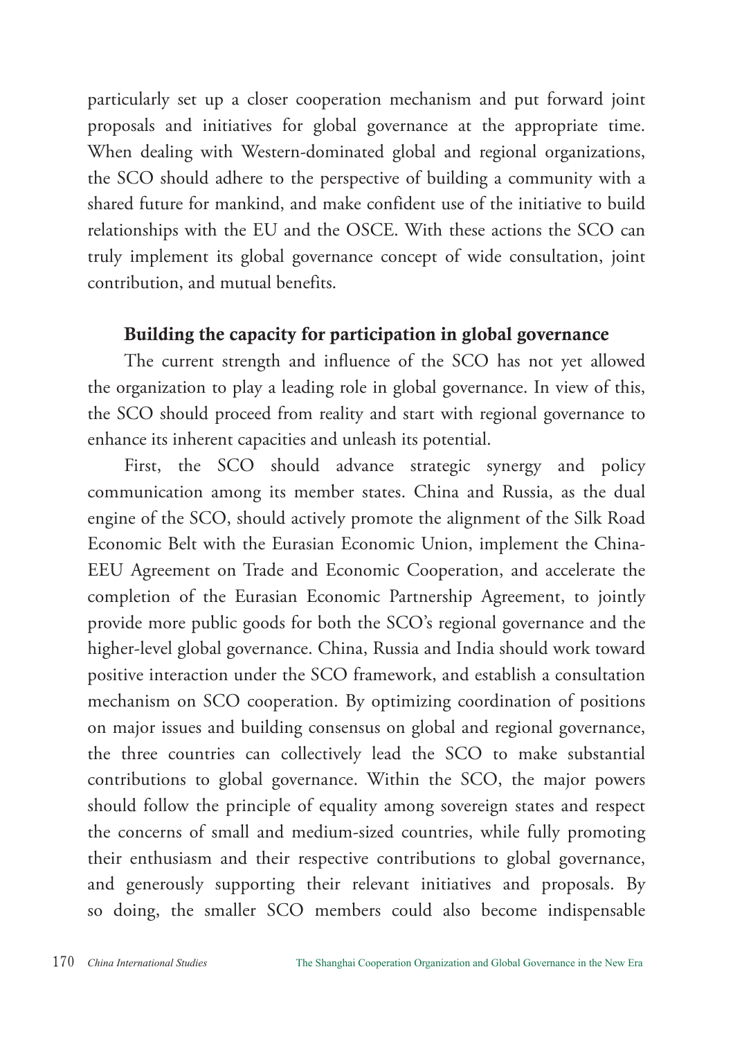particularly set up a closer cooperation mechanism and put forward joint proposals and initiatives for global governance at the appropriate time. When dealing with Western-dominated global and regional organizations, the SCO should adhere to the perspective of building a community with a shared future for mankind, and make confident use of the initiative to build relationships with the EU and the OSCE. With these actions the SCO can truly implement its global governance concept of wide consultation, joint contribution, and mutual benefits.

### Building the capacity for participation in global governance

The current strength and influence of the SCO has not yet allowed the organization to play a leading role in global governance. In view of this, the SCO should proceed from reality and start with regional governance to enhance its inherent capacities and unleash its potential.

First, the SCO should advance strategic synergy and policy communication among its member states. China and Russia, as the dual engine of the SCO, should actively promote the alignment of the Silk Road Economic Belt with the Eurasian Economic Union, implement the China-EEU Agreement on Trade and Economic Cooperation, and accelerate the completion of the Eurasian Economic Partnership Agreement, to jointly provide more public goods for both the SCO's regional governance and the higher-level global governance. China, Russia and India should work toward positive interaction under the SCO framework, and establish a consultation mechanism on SCO cooperation. By optimizing coordination of positions on major issues and building consensus on global and regional governance, the three countries can collectively lead the SCO to make substantial contributions to global governance. Within the SCO, the major powers should follow the principle of equality among sovereign states and respect the concerns of small and medium-sized countries, while fully promoting their enthusiasm and their respective contributions to global governance, and generously supporting their relevant initiatives and proposals. By so doing, the smaller SCO members could also become indispensable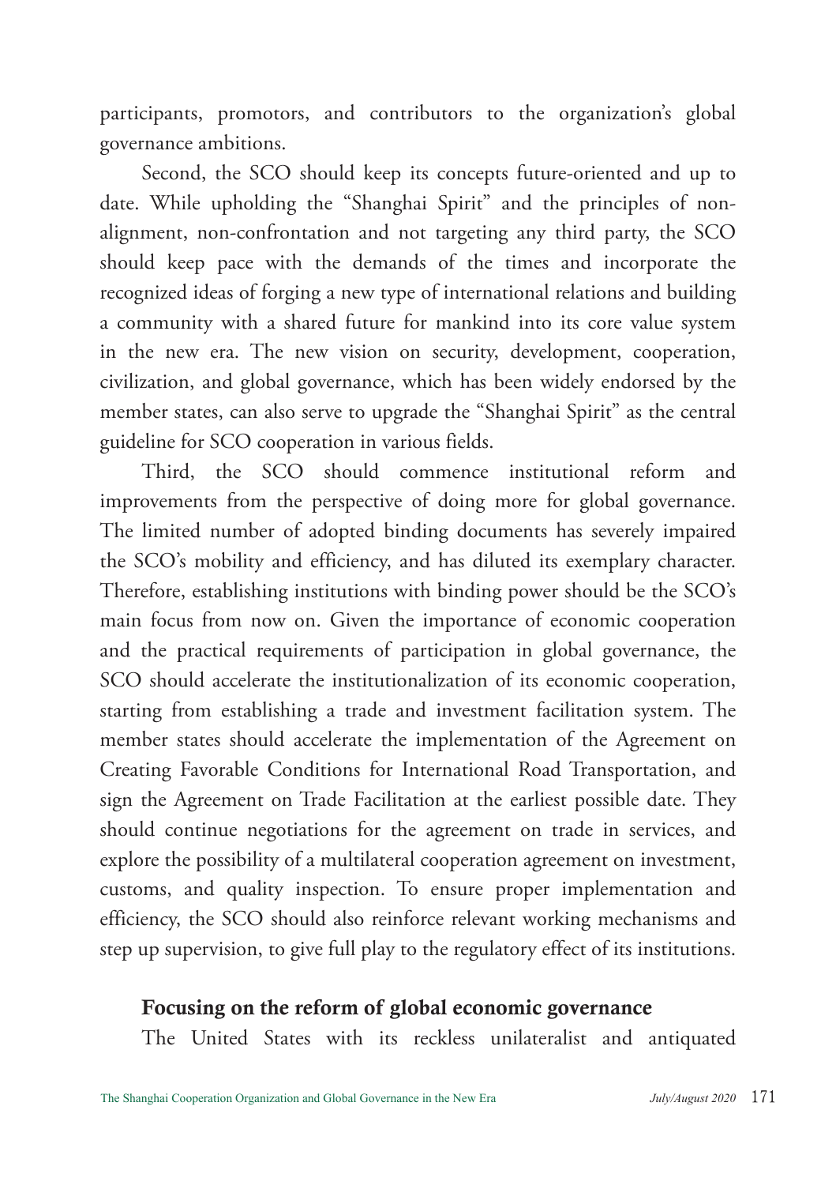participants, promotors, and contributors to the organization's global governance ambitions.

Second, the SCO should keep its concepts future-oriented and up to date. While upholding the "Shanghai Spirit" and the principles of non-alignment, non-confrontation and not targeting any third party, the SCO should keep pace with the demands of the times and incorporate the recognized ideas of forging a new type of international relations and building a community with a shared future for mankind into its core value system in the new era. The new vision on security, development, cooperation, civilization, and global governance, which has been widely endorsed by the member states, can also serve to upgrade the "Shanghai Spirit" as the central guideline for SCO cooperation in various fields.

Third, the SCO should commence institutional reform and improvements from the perspective of doing more for global governance. The limited number of adopted binding documents has severely impaired the SCO's mobility and efficiency, and has diluted its exemplary character. Therefore, establishing institutions with binding power should be the SCO's main focus from now on. Given the importance of economic cooperation and the practical requirements of participation in global governance, the SCO should accelerate the institutionalization of its economic cooperation, starting from establishing a trade and investment facilitation system. The member states should accelerate the implementation of the Agreement on Creating Favorable Conditions for International Road Transportation, and sign the Agreement on Trade Facilitation at the earliest possible date. They should continue negotiations for the agreement on trade in services, and explore the possibility of a multilateral cooperation agreement on investment, customs, and quality inspection. To ensure proper implementation and efficiency, the SCO should also reinforce relevant working mechanisms and step up supervision, to give full play to the regulatory effect of its institutions.

### Focusing on the reform of global economic governance

The United States with its reckless unilateralist and antiquated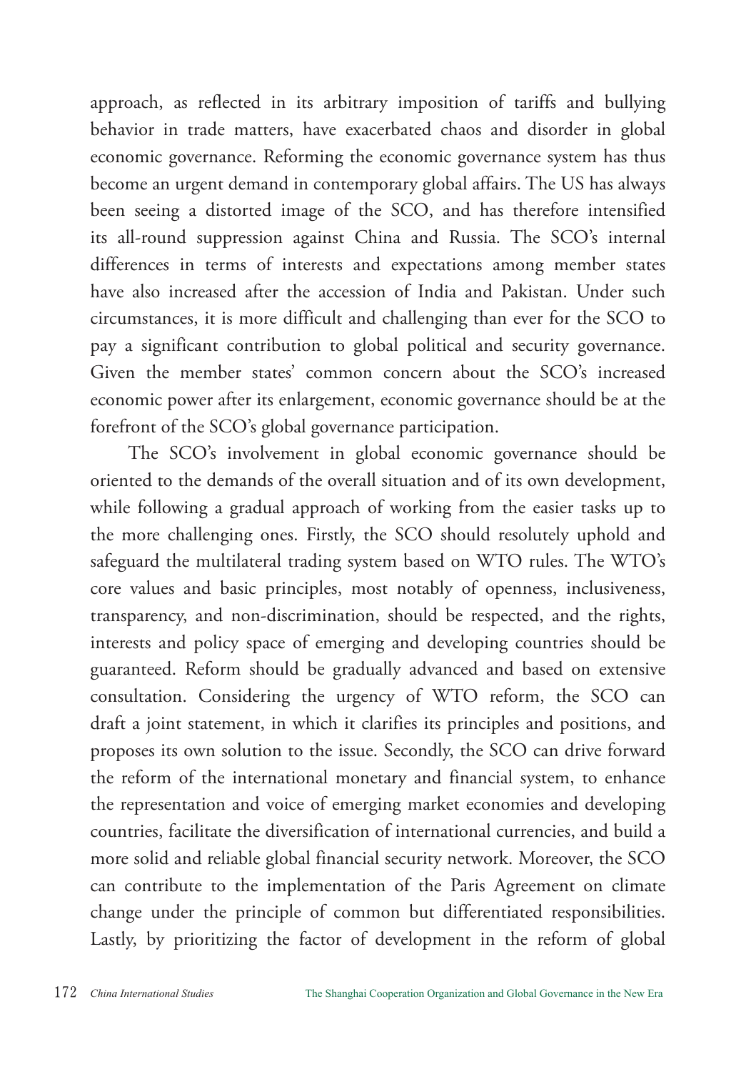approach, as reflected in its arbitrary imposition of tariffs and bullying behavior in trade matters, have exacerbated chaos and disorder in global economic governance. Reforming the economic governance system has thus become an urgent demand in contemporary global affairs. The US has always been seeing a distorted image of the SCO, and has therefore intensified its all-round suppression against China and Russia. The SCO's internal differences in terms of interests and expectations among member states have also increased after the accession of India and Pakistan. Under such circumstances, it is more difficult and challenging than ever for the SCO to pay a significant contribution to global political and security governance. Given the member states' common concern about the SCO's increased economic power after its enlargement, economic governance should be at the forefront of the SCO's global governance participation.

The SCO's involvement in global economic governance should be oriented to the demands of the overall situation and of its own development, while following a gradual approach of working from the easier tasks up to the more challenging ones. Firstly, the SCO should resolutely uphold and safeguard the multilateral trading system based on WTO rules. The WTO's core values and basic principles, most notably of openness, inclusiveness, transparency, and non-discrimination, should be respected, and the rights, interests and policy space of emerging and developing countries should be guaranteed. Reform should be gradually advanced and based on extensive consultation. Considering the urgency of WTO reform, the SCO can draft a joint statement, in which it clarifies its principles and positions, and proposes its own solution to the issue. Secondly, the SCO can drive forward the reform of the international monetary and financial system, to enhance the representation and voice of emerging market economies and developing countries, facilitate the diversification of international currencies, and build a more solid and reliable global financial security network. Moreover, the SCO can contribute to the implementation of the Paris Agreement on climate change under the principle of common but differentiated responsibilities. Lastly, by prioritizing the factor of development in the reform of global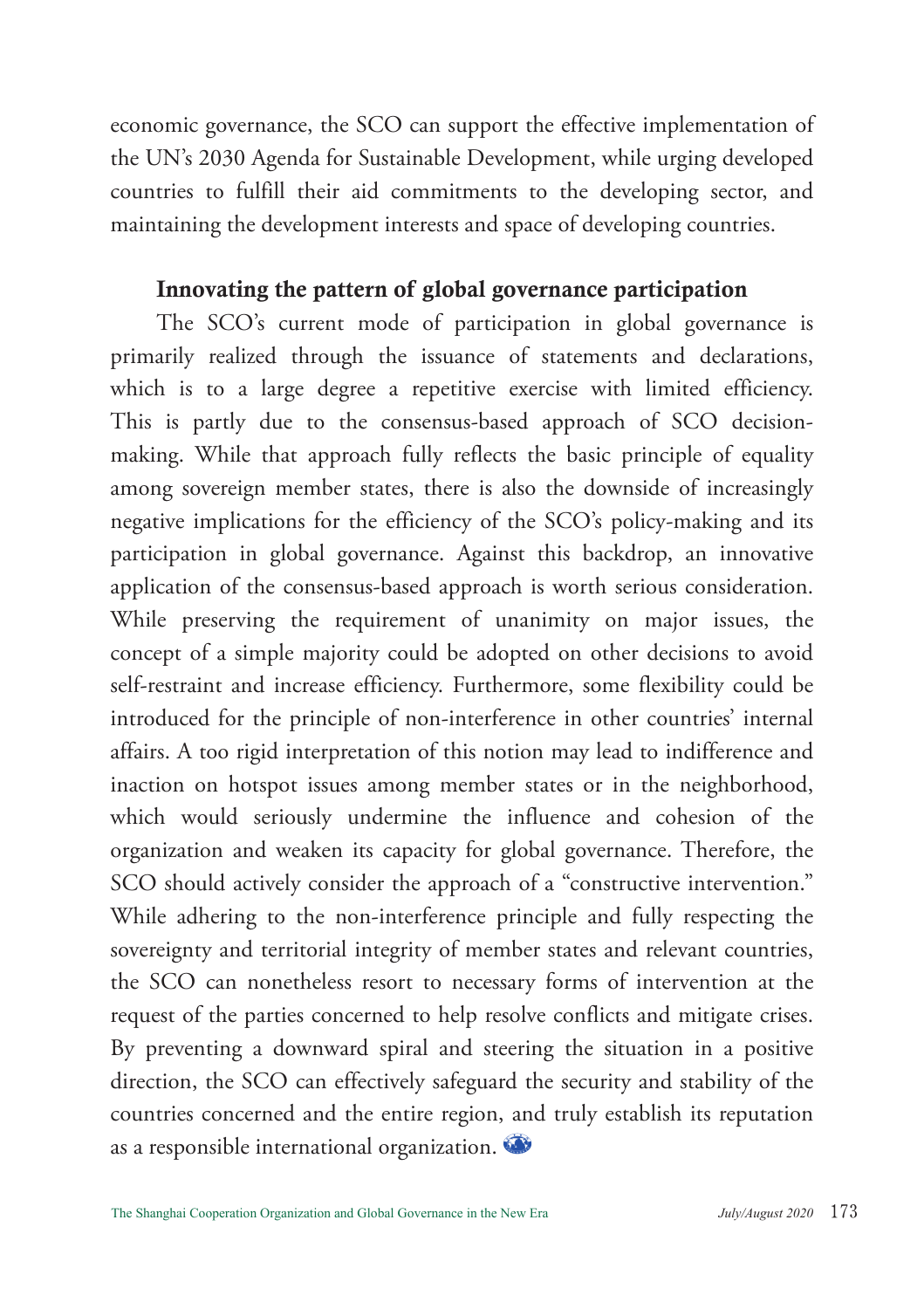economic governance, the SCO can support the effective implementation of the UN's 2030 Agenda for Sustainable Development, while urging developed countries to fulfill their aid commitments to the developing sector, and maintaining the development interests and space of developing countries.

### Innovating the pattern of global governance participation

The SCO's current mode of participation in global governance is primarily realized through the issuance of statements and declarations, which is to a large degree a repetitive exercise with limited efficiency. This is partly due to the consensus-based approach of SCO decision-making. While that approach fully reflects the basic principle of equality among sovereign member states, there is also the downside of increasingly negative implications for the efficiency of the SCO's policy-making and its participation in global governance. Against this backdrop, an innovative application of the consensus-based approach is worth serious consideration. While preserving the requirement of unanimity on major issues, the concept of a simple majority could be adopted on other decisions to avoid self-restraint and increase efficiency. Furthermore, some flexibility could be introduced for the principle of non-interference in other countries' internal affairs. A too rigid interpretation of this notion may lead to indifference and inaction on hotspot issues among member states or in the neighborhood, which would seriously undermine the influence and cohesion of the organization and weaken its capacity for global governance. Therefore, the SCO should actively consider the approach of a "constructive intervention." While adhering to the non-interference principle and fully respecting the sovereignty and territorial integrity of member states and relevant countries, the SCO can nonetheless resort to necessary forms of intervention at the request of the parties concerned to help resolve conflicts and mitigate crises. By preventing a downward spiral and steering the situation in a positive direction, the SCO can effectively safeguard the security and stability of the countries concerned and the entire region, and truly establish its reputation as a responsible international organization.